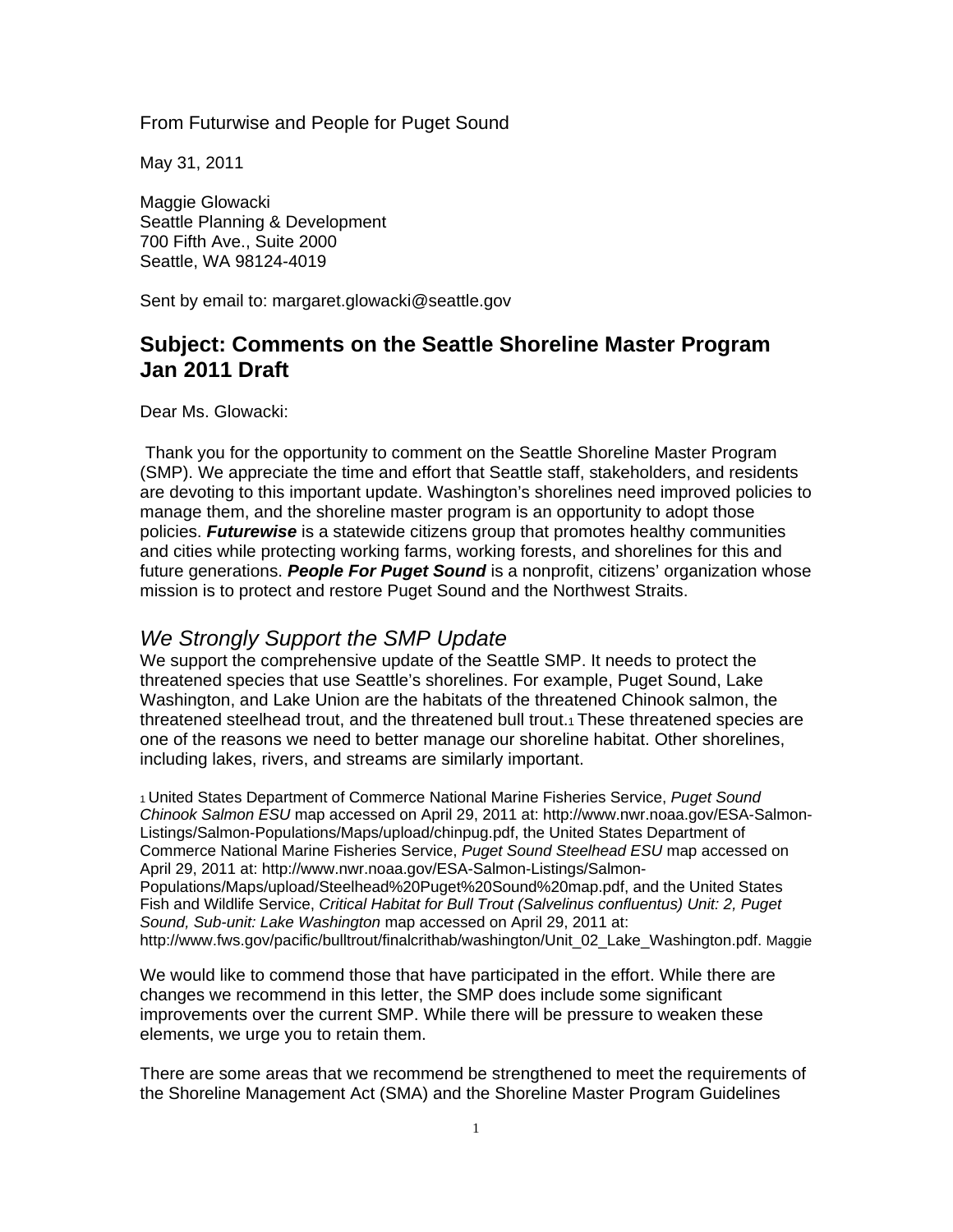From Futurwise and People for Puget Sound

May 31, 2011

Maggie Glowacki
Seattle Planning & Development
700 Fifth Ave., Suite 2000
Seattle, WA 98124-4019

Sent by email to: margaret.glowacki@seattle.gov

## Subject: Comments on the Seattle Shoreline Master Program Jan 2011 Draft

Dear Ms. Glowacki:

Thank you for the opportunity to comment on the Seattle Shoreline Master Program (SMP). We appreciate the time and effort that Seattle staff, stakeholders, and residents are devoting to this important update. Washington's shorelines need improved policies to manage them, and the shoreline master program is an opportunity to adopt those policies. ***Futurewise*** is a statewide citizens group that promotes healthy communities and cities while protecting working farms, working forests, and shorelines for this and future generations. ***People For Puget Sound*** is a nonprofit, citizens' organization whose mission is to protect and restore Puget Sound and the Northwest Straits.

### *We Strongly Support the SMP Update*

We support the comprehensive update of the Seattle SMP. It needs to protect the threatened species that use Seattle's shorelines. For example, Puget Sound, Lake Washington, and Lake Union are the habitats of the threatened Chinook salmon, the threatened steelhead trout, and the threatened bull trout.[1] These threatened species are one of the reasons we need to better manage our shoreline habitat. Other shorelines, including lakes, rivers, and streams are similarly important.

[1] United States Department of Commerce National Marine Fisheries Service, *Puget Sound Chinook Salmon ESU* map accessed on April 29, 2011 at: http://www.nwr.noaa.gov/ESA-Salmon-Listings/Salmon-Populations/Maps/upload/chinpug.pdf, the United States Department of Commerce National Marine Fisheries Service, *Puget Sound Steelhead ESU* map accessed on April 29, 2011 at: http://www.nwr.noaa.gov/ESA-Salmon-Listings/Salmon-Populations/Maps/upload/Steelhead%20Puget%20Sound%20map.pdf, and the United States Fish and Wildlife Service, *Critical Habitat for Bull Trout (Salvelinus confluentus) Unit: 2, Puget Sound, Sub-unit: Lake Washington* map accessed on April 29, 2011 at: http://www.fws.gov/pacific/bulltrout/finalcrithab/washington/Unit_02_Lake_Washington.pdf. Maggie

We would like to commend those that have participated in the effort. While there are changes we recommend in this letter, the SMP does include some significant improvements over the current SMP. While there will be pressure to weaken these elements, we urge you to retain them.

There are some areas that we recommend be strengthened to meet the requirements of the Shoreline Management Act (SMA) and the Shoreline Master Program Guidelines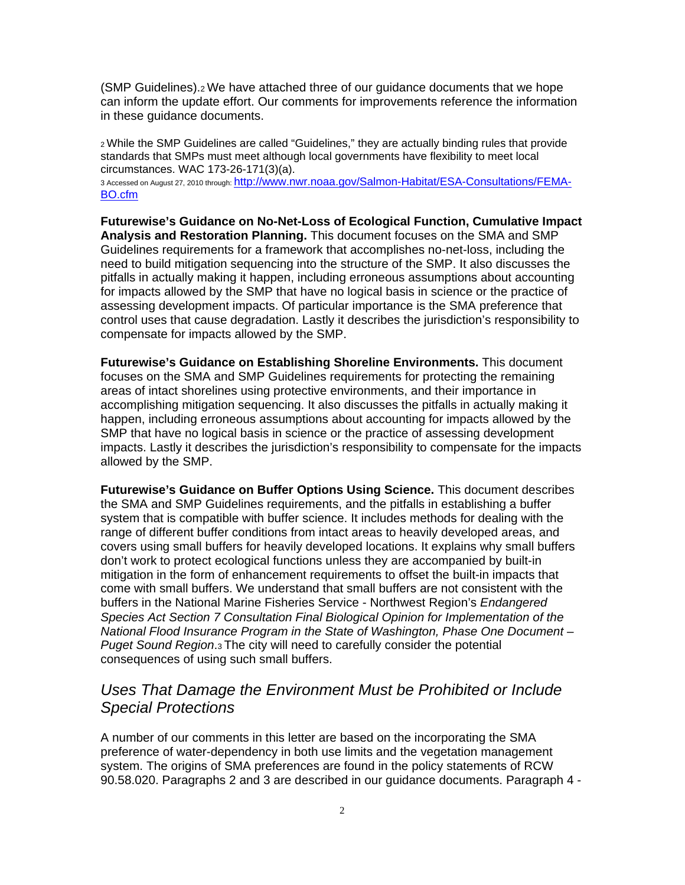(SMP Guidelines).[2] We have attached three of our guidance documents that we hope can inform the update effort. Our comments for improvements reference the information in these guidance documents.

[2] While the SMP Guidelines are called "Guidelines," they are actually binding rules that provide standards that SMPs must meet although local governments have flexibility to meet local circumstances. WAC 173-26-171(3)(a).

[3] Accessed on August 27, 2010 through: http://www.nwr.noaa.gov/Salmon-Habitat/ESA-Consultations/FEMA-BO.cfm

**Futurewise's Guidance on No-Net-Loss of Ecological Function, Cumulative Impact Analysis and Restoration Planning.** This document focuses on the SMA and SMP Guidelines requirements for a framework that accomplishes no-net-loss, including the need to build mitigation sequencing into the structure of the SMP. It also discusses the pitfalls in actually making it happen, including erroneous assumptions about accounting for impacts allowed by the SMP that have no logical basis in science or the practice of assessing development impacts. Of particular importance is the SMA preference that control uses that cause degradation. Lastly it describes the jurisdiction's responsibility to compensate for impacts allowed by the SMP.

**Futurewise's Guidance on Establishing Shoreline Environments.** This document focuses on the SMA and SMP Guidelines requirements for protecting the remaining areas of intact shorelines using protective environments, and their importance in accomplishing mitigation sequencing. It also discusses the pitfalls in actually making it happen, including erroneous assumptions about accounting for impacts allowed by the SMP that have no logical basis in science or the practice of assessing development impacts. Lastly it describes the jurisdiction's responsibility to compensate for the impacts allowed by the SMP.

**Futurewise's Guidance on Buffer Options Using Science.** This document describes the SMA and SMP Guidelines requirements, and the pitfalls in establishing a buffer system that is compatible with buffer science. It includes methods for dealing with the range of different buffer conditions from intact areas to heavily developed areas, and covers using small buffers for heavily developed locations. It explains why small buffers don't work to protect ecological functions unless they are accompanied by built-in mitigation in the form of enhancement requirements to offset the built-in impacts that come with small buffers. We understand that small buffers are not consistent with the buffers in the National Marine Fisheries Service - Northwest Region's *Endangered Species Act Section 7 Consultation Final Biological Opinion for Implementation of the National Flood Insurance Program in the State of Washington, Phase One Document – Puget Sound Region*.[3] The city will need to carefully consider the potential consequences of using such small buffers.

## *Uses That Damage the Environment Must be Prohibited or Include Special Protections*

A number of our comments in this letter are based on the incorporating the SMA preference of water-dependency in both use limits and the vegetation management system. The origins of SMA preferences are found in the policy statements of RCW 90.58.020. Paragraphs 2 and 3 are described in our guidance documents. Paragraph 4 -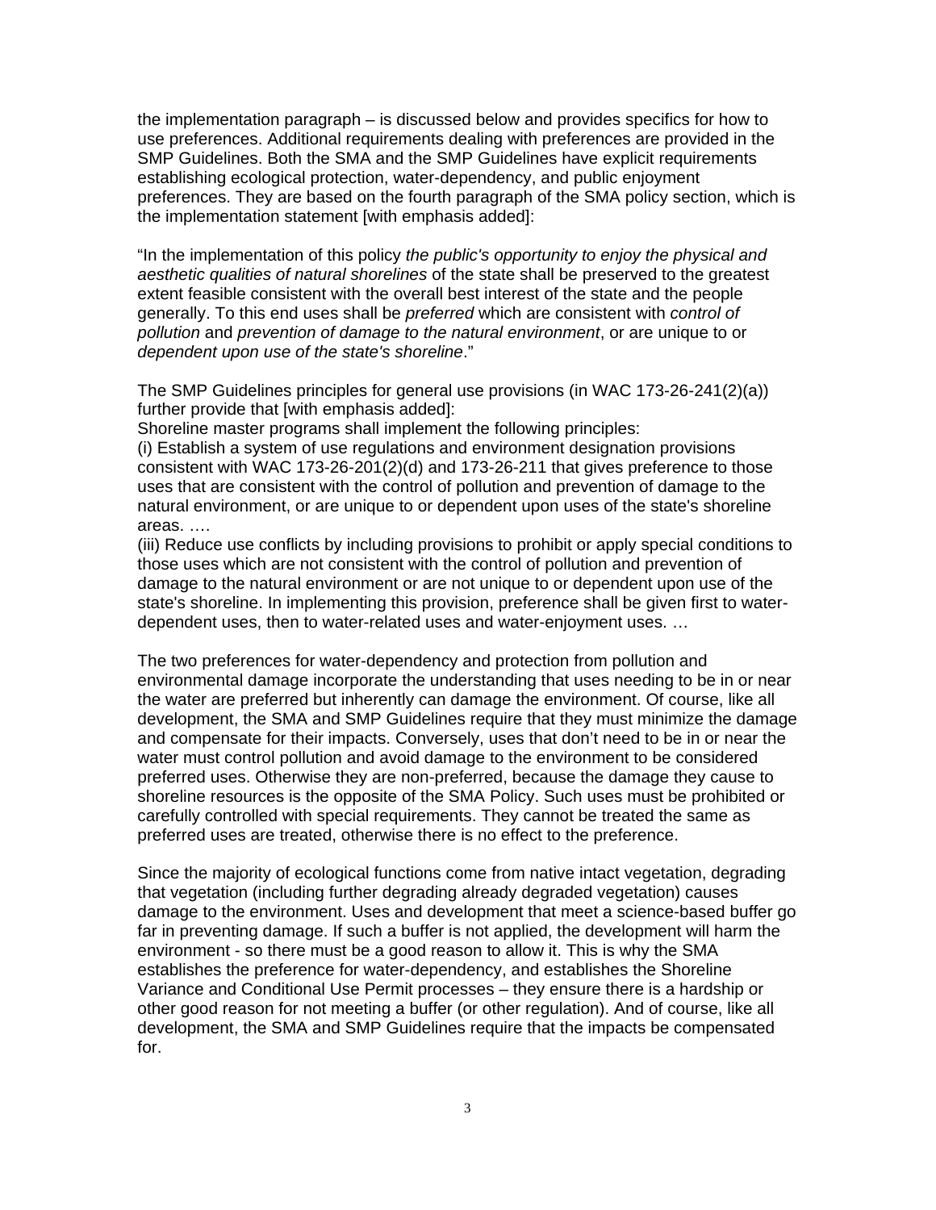the implementation paragraph – is discussed below and provides specifics for how to use preferences. Additional requirements dealing with preferences are provided in the SMP Guidelines. Both the SMA and the SMP Guidelines have explicit requirements establishing ecological protection, water-dependency, and public enjoyment preferences. They are based on the fourth paragraph of the SMA policy section, which is the implementation statement [with emphasis added]:

"In the implementation of this policy *the public's opportunity to enjoy the physical and aesthetic qualities of natural shorelines* of the state shall be preserved to the greatest extent feasible consistent with the overall best interest of the state and the people generally. To this end uses shall be *preferred* which are consistent with *control of pollution* and *prevention of damage to the natural environment*, or are unique to or *dependent upon use of the state's shoreline*."

The SMP Guidelines principles for general use provisions (in WAC 173-26-241(2)(a)) further provide that [with emphasis added]:

Shoreline master programs shall implement the following principles:

(i) Establish a system of use regulations and environment designation provisions consistent with WAC 173-26-201(2)(d) and 173-26-211 that gives preference to those uses that are consistent with the control of pollution and prevention of damage to the natural environment, or are unique to or dependent upon uses of the state's shoreline areas. ….

(iii) Reduce use conflicts by including provisions to prohibit or apply special conditions to those uses which are not consistent with the control of pollution and prevention of damage to the natural environment or are not unique to or dependent upon use of the state's shoreline. In implementing this provision, preference shall be given first to water-dependent uses, then to water-related uses and water-enjoyment uses. …

The two preferences for water-dependency and protection from pollution and environmental damage incorporate the understanding that uses needing to be in or near the water are preferred but inherently can damage the environment. Of course, like all development, the SMA and SMP Guidelines require that they must minimize the damage and compensate for their impacts. Conversely, uses that don't need to be in or near the water must control pollution and avoid damage to the environment to be considered preferred uses. Otherwise they are non-preferred, because the damage they cause to shoreline resources is the opposite of the SMA Policy. Such uses must be prohibited or carefully controlled with special requirements. They cannot be treated the same as preferred uses are treated, otherwise there is no effect to the preference.

Since the majority of ecological functions come from native intact vegetation, degrading that vegetation (including further degrading already degraded vegetation) causes damage to the environment. Uses and development that meet a science-based buffer go far in preventing damage. If such a buffer is not applied, the development will harm the environment - so there must be a good reason to allow it. This is why the SMA establishes the preference for water-dependency, and establishes the Shoreline Variance and Conditional Use Permit processes – they ensure there is a hardship or other good reason for not meeting a buffer (or other regulation). And of course, like all development, the SMA and SMP Guidelines require that the impacts be compensated for.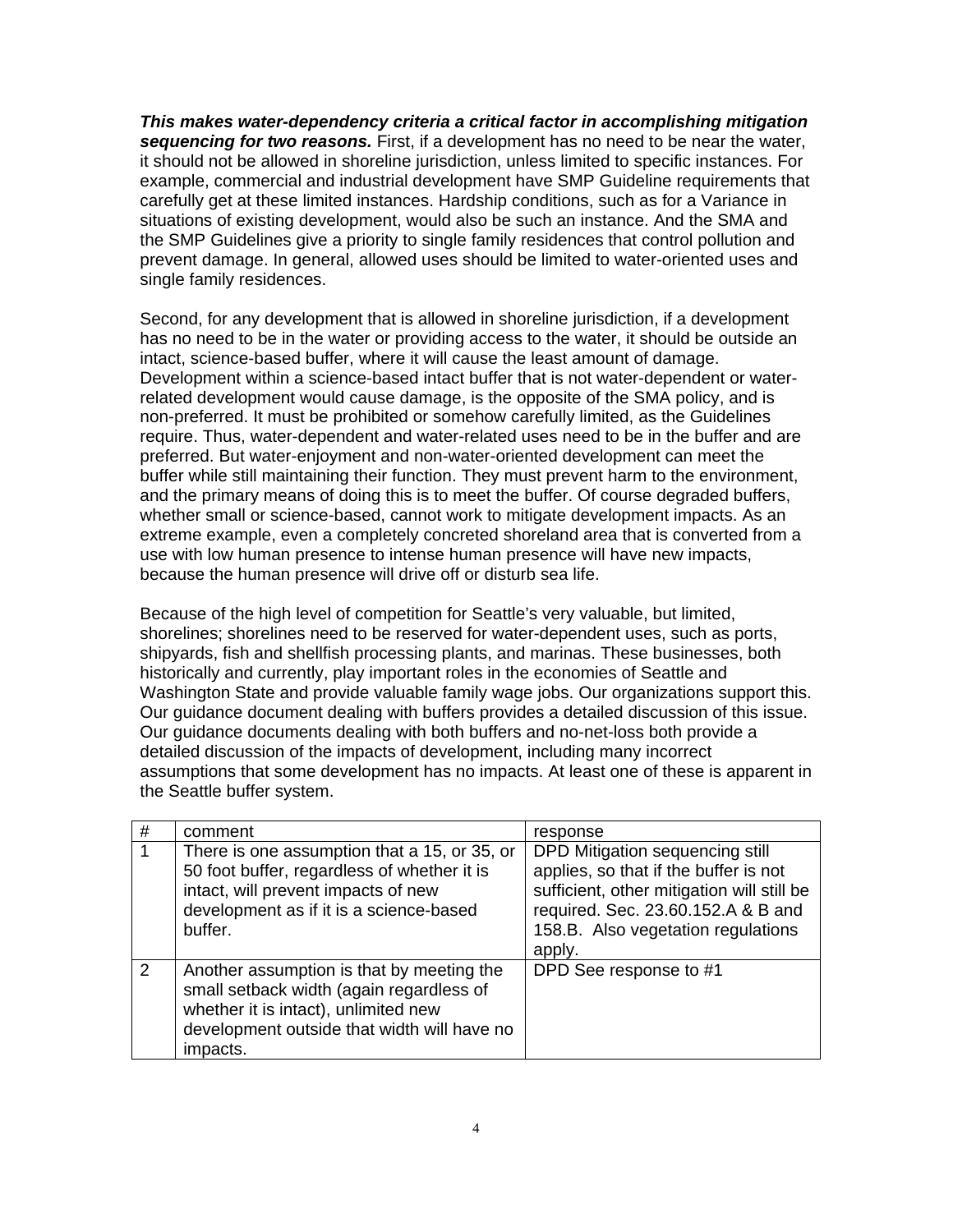***This makes water-dependency criteria a critical factor in accomplishing mitigation sequencing for two reasons.*** First, if a development has no need to be near the water, it should not be allowed in shoreline jurisdiction, unless limited to specific instances. For example, commercial and industrial development have SMP Guideline requirements that carefully get at these limited instances. Hardship conditions, such as for a Variance in situations of existing development, would also be such an instance. And the SMA and the SMP Guidelines give a priority to single family residences that control pollution and prevent damage. In general, allowed uses should be limited to water-oriented uses and single family residences.

Second, for any development that is allowed in shoreline jurisdiction, if a development has no need to be in the water or providing access to the water, it should be outside an intact, science-based buffer, where it will cause the least amount of damage. Development within a science-based intact buffer that is not water-dependent or water-related development would cause damage, is the opposite of the SMA policy, and is non-preferred. It must be prohibited or somehow carefully limited, as the Guidelines require. Thus, water-dependent and water-related uses need to be in the buffer and are preferred. But water-enjoyment and non-water-oriented development can meet the buffer while still maintaining their function. They must prevent harm to the environment, and the primary means of doing this is to meet the buffer. Of course degraded buffers, whether small or science-based, cannot work to mitigate development impacts. As an extreme example, even a completely concreted shoreland area that is converted from a use with low human presence to intense human presence will have new impacts, because the human presence will drive off or disturb sea life.

Because of the high level of competition for Seattle's very valuable, but limited, shorelines; shorelines need to be reserved for water-dependent uses, such as ports, shipyards, fish and shellfish processing plants, and marinas. These businesses, both historically and currently, play important roles in the economies of Seattle and Washington State and provide valuable family wage jobs. Our organizations support this. Our guidance document dealing with buffers provides a detailed discussion of this issue. Our guidance documents dealing with both buffers and no-net-loss both provide a detailed discussion of the impacts of development, including many incorrect assumptions that some development has no impacts. At least one of these is apparent in the Seattle buffer system.

| # | comment | response |
|---|---|---|
| 1 | There is one assumption that a 15, or 35, or 50 foot buffer, regardless of whether it is intact, will prevent impacts of new development as if it is a science-based buffer. | DPD Mitigation sequencing still applies, so that if the buffer is not sufficient, other mitigation will still be required. Sec. 23.60.152.A & B and 158.B. Also vegetation regulations apply. |
| 2 | Another assumption is that by meeting the small setback width (again regardless of whether it is intact), unlimited new development outside that width will have no impacts. | DPD See response to #1 |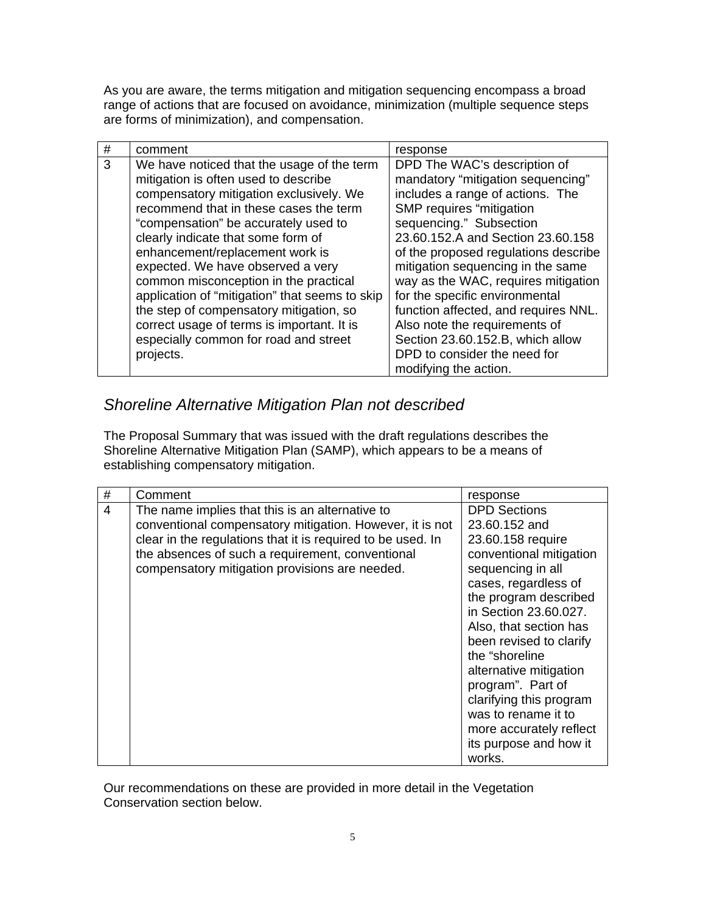As you are aware, the terms mitigation and mitigation sequencing encompass a broad range of actions that are focused on avoidance, minimization (multiple sequence steps are forms of minimization), and compensation.

| # | comment | response |
|---|---|---|
| 3 | We have noticed that the usage of the term mitigation is often used to describe compensatory mitigation exclusively. We recommend that in these cases the term “compensation” be accurately used to clearly indicate that some form of enhancement/replacement work is expected. We have observed a very common misconception in the practical application of “mitigation” that seems to skip the step of compensatory mitigation, so correct usage of terms is important. It is especially common for road and street projects. | DPD The WAC’s description of mandatory “mitigation sequencing” includes a range of actions. The SMP requires “mitigation sequencing.” Subsection 23.60.152.A and Section 23.60.158 of the proposed regulations describe mitigation sequencing in the same way as the WAC, requires mitigation for the specific environmental function affected, and requires NNL. Also note the requirements of Section 23.60.152.B, which allow DPD to consider the need for modifying the action. |

## *Shoreline Alternative Mitigation Plan not described*

The Proposal Summary that was issued with the draft regulations describes the Shoreline Alternative Mitigation Plan (SAMP), which appears to be a means of establishing compensatory mitigation.

| # | Comment | response |
|---|---|---|
| 4 | The name implies that this is an alternative to conventional compensatory mitigation. However, it is not clear in the regulations that it is required to be used. In the absences of such a requirement, conventional compensatory mitigation provisions are needed. | DPD Sections 23.60.152 and 23.60.158 require conventional mitigation sequencing in all cases, regardless of the program described in Section 23.60.027. Also, that section has been revised to clarify the “shoreline alternative mitigation program”. Part of clarifying this program was to rename it to more accurately reflect its purpose and how it works. |

Our recommendations on these are provided in more detail in the Vegetation Conservation section below.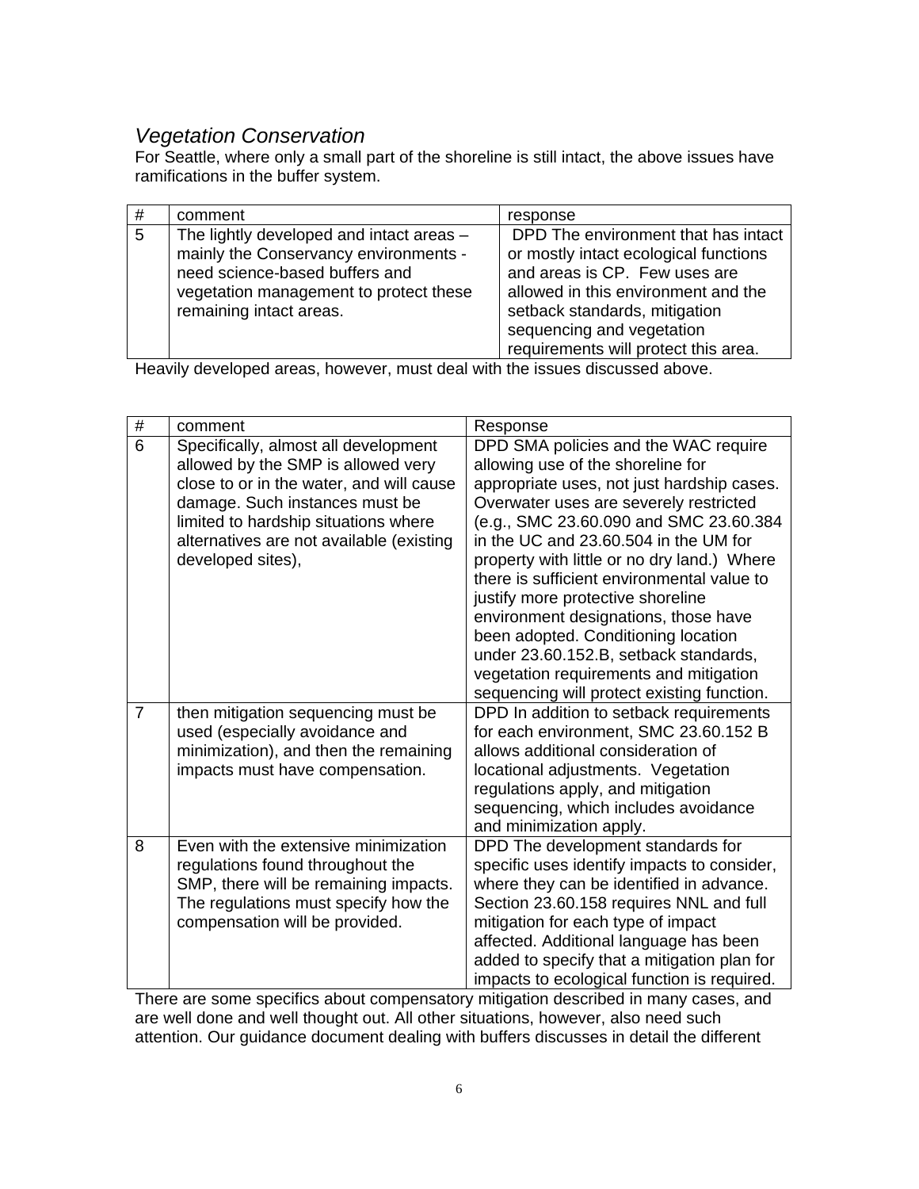### *Vegetation Conservation*

For Seattle, where only a small part of the shoreline is still intact, the above issues have ramifications in the buffer system.

| # | comment | response |
|---|---|---|
| 5 | The lightly developed and intact areas – mainly the Conservancy environments - need science-based buffers and vegetation management to protect these remaining intact areas. | DPD The environment that has intact or mostly intact ecological functions and areas is CP. Few uses are allowed in this environment and the setback standards, mitigation sequencing and vegetation requirements will protect this area. |

Heavily developed areas, however, must deal with the issues discussed above.

| # | comment | Response |
|---|---|---|
| 6 | Specifically, almost all development allowed by the SMP is allowed very close to or in the water, and will cause damage. Such instances must be limited to hardship situations where alternatives are not available (existing developed sites), | DPD SMA policies and the WAC require allowing use of the shoreline for appropriate uses, not just hardship cases. Overwater uses are severely restricted (e.g., SMC 23.60.090 and SMC 23.60.384 in the UC and 23.60.504 in the UM for property with little or no dry land.) Where there is sufficient environmental value to justify more protective shoreline environment designations, those have been adopted. Conditioning location under 23.60.152.B, setback standards, vegetation requirements and mitigation sequencing will protect existing function. |
| 7 | then mitigation sequencing must be used (especially avoidance and minimization), and then the remaining impacts must have compensation. | DPD In addition to setback requirements for each environment, SMC 23.60.152 B allows additional consideration of locational adjustments. Vegetation regulations apply, and mitigation sequencing, which includes avoidance and minimization apply. |
| 8 | Even with the extensive minimization regulations found throughout the SMP, there will be remaining impacts. The regulations must specify how the compensation will be provided. | DPD The development standards for specific uses identify impacts to consider, where they can be identified in advance. Section 23.60.158 requires NNL and full mitigation for each type of impact affected. Additional language has been added to specify that a mitigation plan for impacts to ecological function is required. |

There are some specifics about compensatory mitigation described in many cases, and are well done and well thought out. All other situations, however, also need such attention. Our guidance document dealing with buffers discusses in detail the different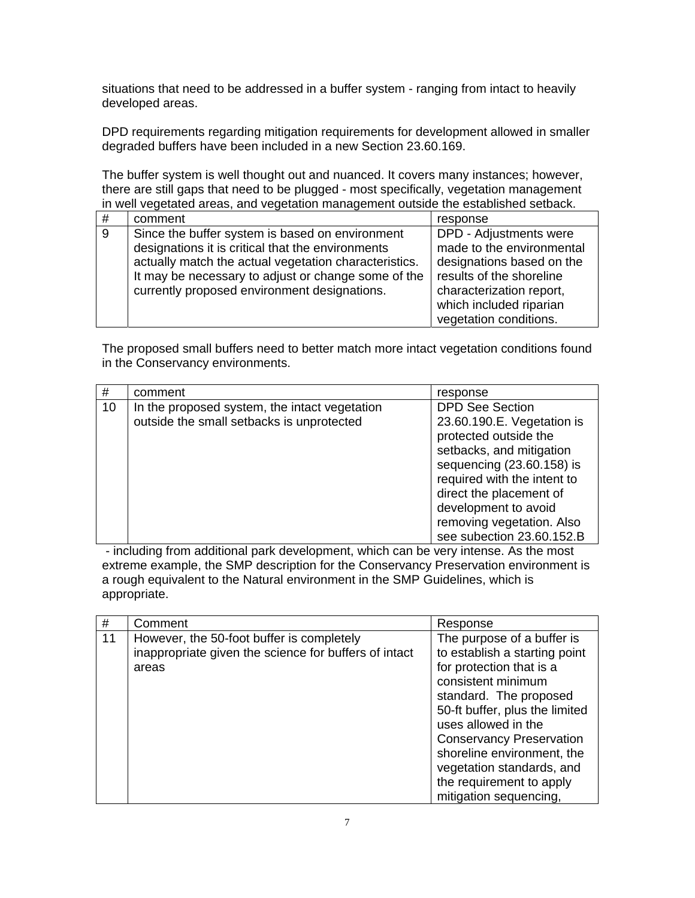situations that need to be addressed in a buffer system - ranging from intact to heavily developed areas.

DPD requirements regarding mitigation requirements for development allowed in smaller degraded buffers have been included in a new Section 23.60.169.

The buffer system is well thought out and nuanced. It covers many instances; however, there are still gaps that need to be plugged - most specifically, vegetation management in well vegetated areas, and vegetation management outside the established setback.

| # | comment | response |
|---|---|---|
| 9 | Since the buffer system is based on environment designations it is critical that the environments actually match the actual vegetation characteristics. It may be necessary to adjust or change some of the currently proposed environment designations. | DPD - Adjustments were made to the environmental designations based on the results of the shoreline characterization report, which included riparian vegetation conditions. |

The proposed small buffers need to better match more intact vegetation conditions found in the Conservancy environments.

| # | comment | response |
|---|---|---|
| 10 | In the proposed system, the intact vegetation outside the small setbacks is unprotected | DPD See Section 23.60.190.E. Vegetation is protected outside the setbacks, and mitigation sequencing (23.60.158) is required with the intent to direct the placement of development to avoid removing vegetation. Also see subection 23.60.152.B |

- including from additional park development, which can be very intense. As the most extreme example, the SMP description for the Conservancy Preservation environment is a rough equivalent to the Natural environment in the SMP Guidelines, which is appropriate.

| # | Comment | Response |
|---|---|---|
| 11 | However, the 50-foot buffer is completely inappropriate given the science for buffers of intact areas | The purpose of a buffer is to establish a starting point for protection that is a consistent minimum standard. The proposed 50-ft buffer, plus the limited uses allowed in the Conservancy Preservation shoreline environment, the vegetation standards, and the requirement to apply mitigation sequencing, |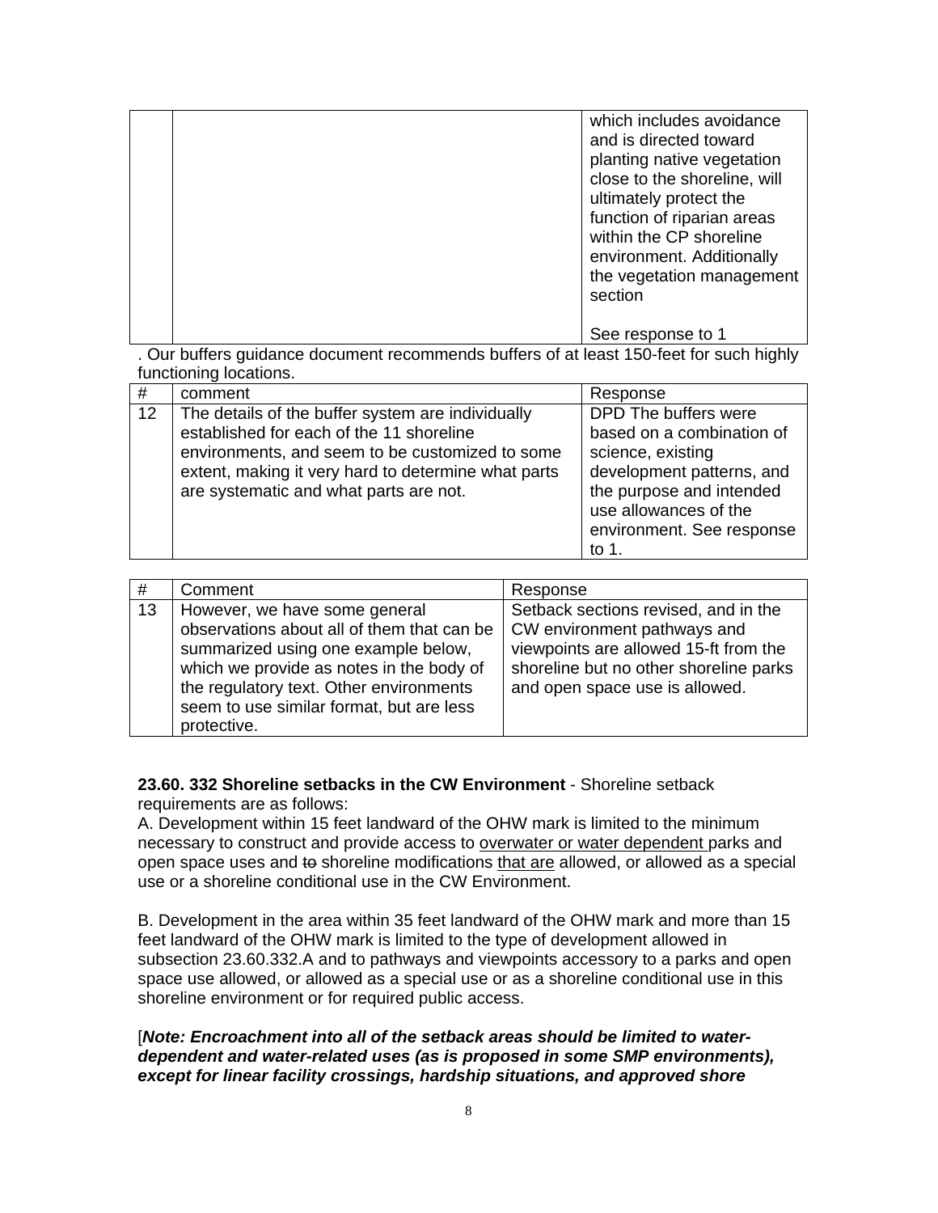| | | |
|---|---|---|
| | | which includes avoidance and is directed toward planting native vegetation close to the shoreline, will ultimately protect the function of riparian areas within the CP shoreline environment. Additionally the vegetation management section<br><br>See response to 1 |

. Our buffers guidance document recommends buffers of at least 150-feet for such highly functioning locations.

| # | comment | Response |
|---|---|---|
| 12 | The details of the buffer system are individually established for each of the 11 shoreline environments, and seem to be customized to some extent, making it very hard to determine what parts are systematic and what parts are not. | DPD The buffers were based on a combination of science, existing development patterns, and the purpose and intended use allowances of the environment. See response to 1. |

| # | Comment | Response |
|---|---|---|
| 13 | However, we have some general observations about all of them that can be summarized using one example below, which we provide as notes in the body of the regulatory text. Other environments seem to use similar format, but are less protective. | Setback sections revised, and in the CW environment pathways and viewpoints are allowed 15-ft from the shoreline but no other shoreline parks and open space use is allowed. |

**23.60. 332 Shoreline setbacks in the CW Environment** - Shoreline setback requirements are as follows:
A. Development within 15 feet landward of the OHW mark is limited to the minimum necessary to construct and provide access to <u>overwater or water dependent</u> parks and open space uses and ~~to~~ shoreline modifications <u>that are</u> allowed, or allowed as a special use or a shoreline conditional use in the CW Environment.

B. Development in the area within 35 feet landward of the OHW mark and more than 15 feet landward of the OHW mark is limited to the type of development allowed in subsection 23.60.332.A and to pathways and viewpoints accessory to a parks and open space use allowed, or allowed as a special use or as a shoreline conditional use in this shoreline environment or for required public access.

[***Note: Encroachment into all of the setback areas should be limited to water-dependent and water-related uses (as is proposed in some SMP environments), except for linear facility crossings, hardship situations, and approved shore***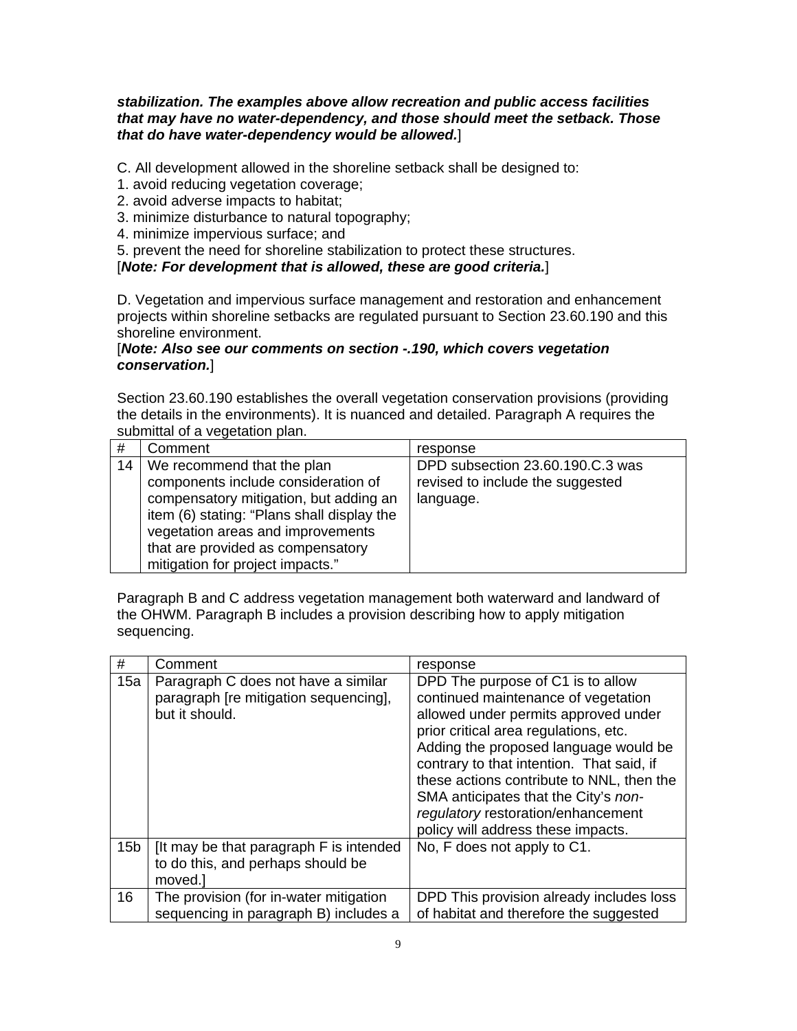***stabilization. The examples above allow recreation and public access facilities that may have no water-dependency, and those should meet the setback. Those that do have water-dependency would be allowed.***]

C. All development allowed in the shoreline setback shall be designed to:
1. avoid reducing vegetation coverage;
2. avoid adverse impacts to habitat;
3. minimize disturbance to natural topography;
4. minimize impervious surface; and
5. prevent the need for shoreline stabilization to protect these structures.
[***Note: For development that is allowed, these are good criteria.***]

D. Vegetation and impervious surface management and restoration and enhancement projects within shoreline setbacks are regulated pursuant to Section 23.60.190 and this shoreline environment.
[***Note: Also see our comments on section -.190, which covers vegetation conservation.***]

Section 23.60.190 establishes the overall vegetation conservation provisions (providing the details in the environments). It is nuanced and detailed. Paragraph A requires the submittal of a vegetation plan.

| # | Comment | response |
|---|---|---|
| 14 | We recommend that the plan components include consideration of compensatory mitigation, but adding an item (6) stating: "Plans shall display the vegetation areas and improvements that are provided as compensatory mitigation for project impacts." | DPD subsection 23.60.190.C.3 was revised to include the suggested language. |

Paragraph B and C address vegetation management both waterward and landward of the OHWM. Paragraph B includes a provision describing how to apply mitigation sequencing.

| # | Comment | response |
|---|---|---|
| 15a | Paragraph C does not have a similar paragraph [re mitigation sequencing], but it should. | DPD The purpose of C1 is to allow continued maintenance of vegetation allowed under permits approved under prior critical area regulations, etc. Adding the proposed language would be contrary to that intention. That said, if these actions contribute to NNL, then the SMA anticipates that the City's *non-regulatory* restoration/enhancement policy will address these impacts. |
| 15b | [It may be that paragraph F is intended to do this, and perhaps should be moved.] | No, F does not apply to C1. |
| 16 | The provision (for in-water mitigation sequencing in paragraph B) includes a | DPD This provision already includes loss of habitat and therefore the suggested |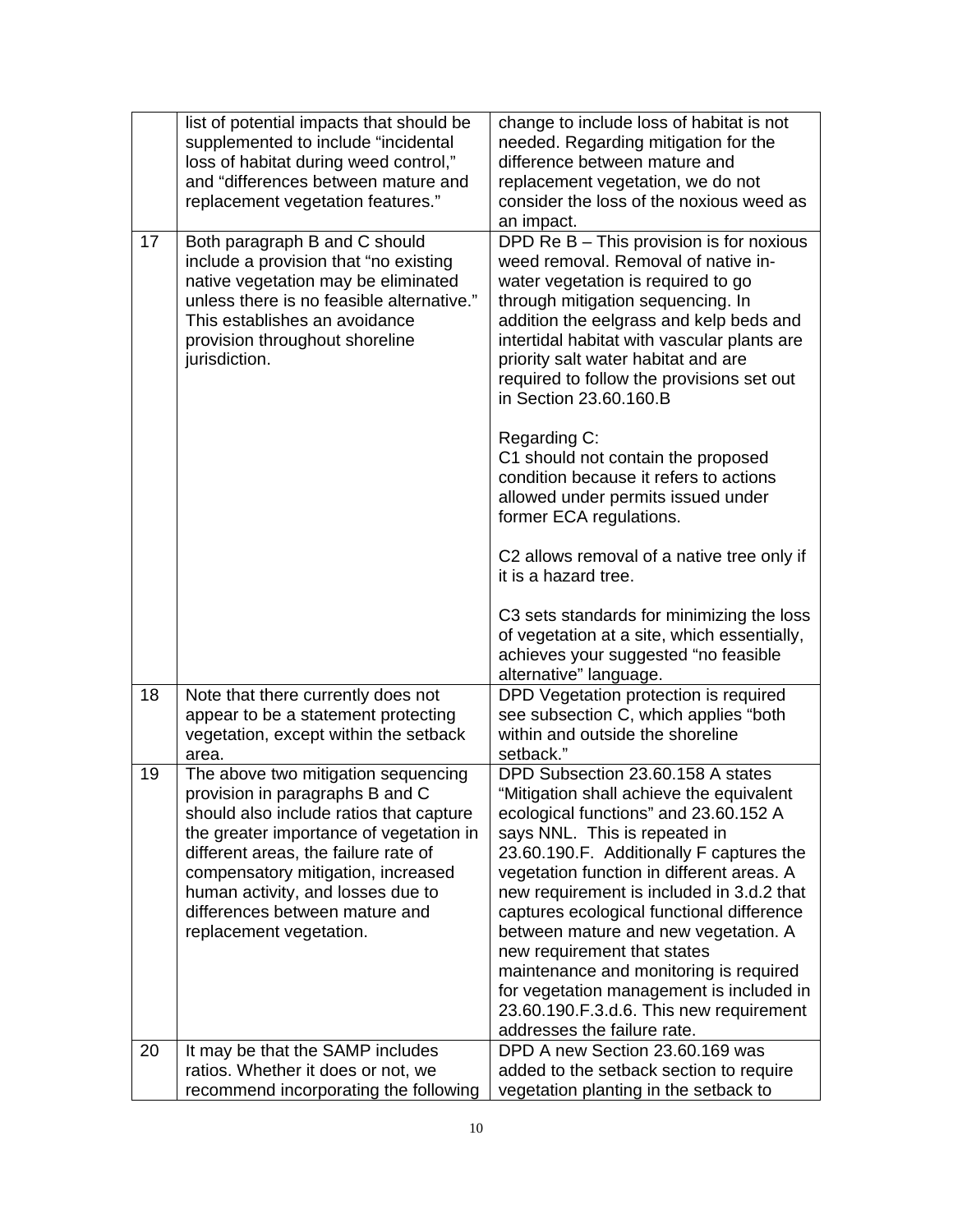| | | |
|---|---|---|
| | list of potential impacts that should be supplemented to include "incidental loss of habitat during weed control," and "differences between mature and replacement vegetation features." | change to include loss of habitat is not needed. Regarding mitigation for the difference between mature and replacement vegetation, we do not consider the loss of the noxious weed as an impact. |
| 17 | Both paragraph B and C should include a provision that "no existing native vegetation may be eliminated unless there is no feasible alternative." This establishes an avoidance provision throughout shoreline jurisdiction. | DPD Re B – This provision is for noxious weed removal. Removal of native in-water vegetation is required to go through mitigation sequencing. In addition the eelgrass and kelp beds and intertidal habitat with vascular plants are priority salt water habitat and are required to follow the provisions set out in Section 23.60.160.B<br><br>Regarding C:<br>C1 should not contain the proposed condition because it refers to actions allowed under permits issued under former ECA regulations.<br><br>C2 allows removal of a native tree only if it is a hazard tree.<br><br>C3 sets standards for minimizing the loss of vegetation at a site, which essentially, achieves your suggested "no feasible alternative" language. |
| 18 | Note that there currently does not appear to be a statement protecting vegetation, except within the setback area. | DPD Vegetation protection is required see subsection C, which applies "both within and outside the shoreline setback." |
| 19 | The above two mitigation sequencing provision in paragraphs B and C should also include ratios that capture the greater importance of vegetation in different areas, the failure rate of compensatory mitigation, increased human activity, and losses due to differences between mature and replacement vegetation. | DPD Subsection 23.60.158 A states "Mitigation shall achieve the equivalent ecological functions" and 23.60.152 A says NNL. This is repeated in 23.60.190.F. Additionally F captures the vegetation function in different areas. A new requirement is included in 3.d.2 that captures ecological functional difference between mature and new vegetation. A new requirement that states maintenance and monitoring is required for vegetation management is included in 23.60.190.F.3.d.6. This new requirement addresses the failure rate. |
| 20 | It may be that the SAMP includes ratios. Whether it does or not, we recommend incorporating the following | DPD A new Section 23.60.169 was added to the setback section to require vegetation planting in the setback to |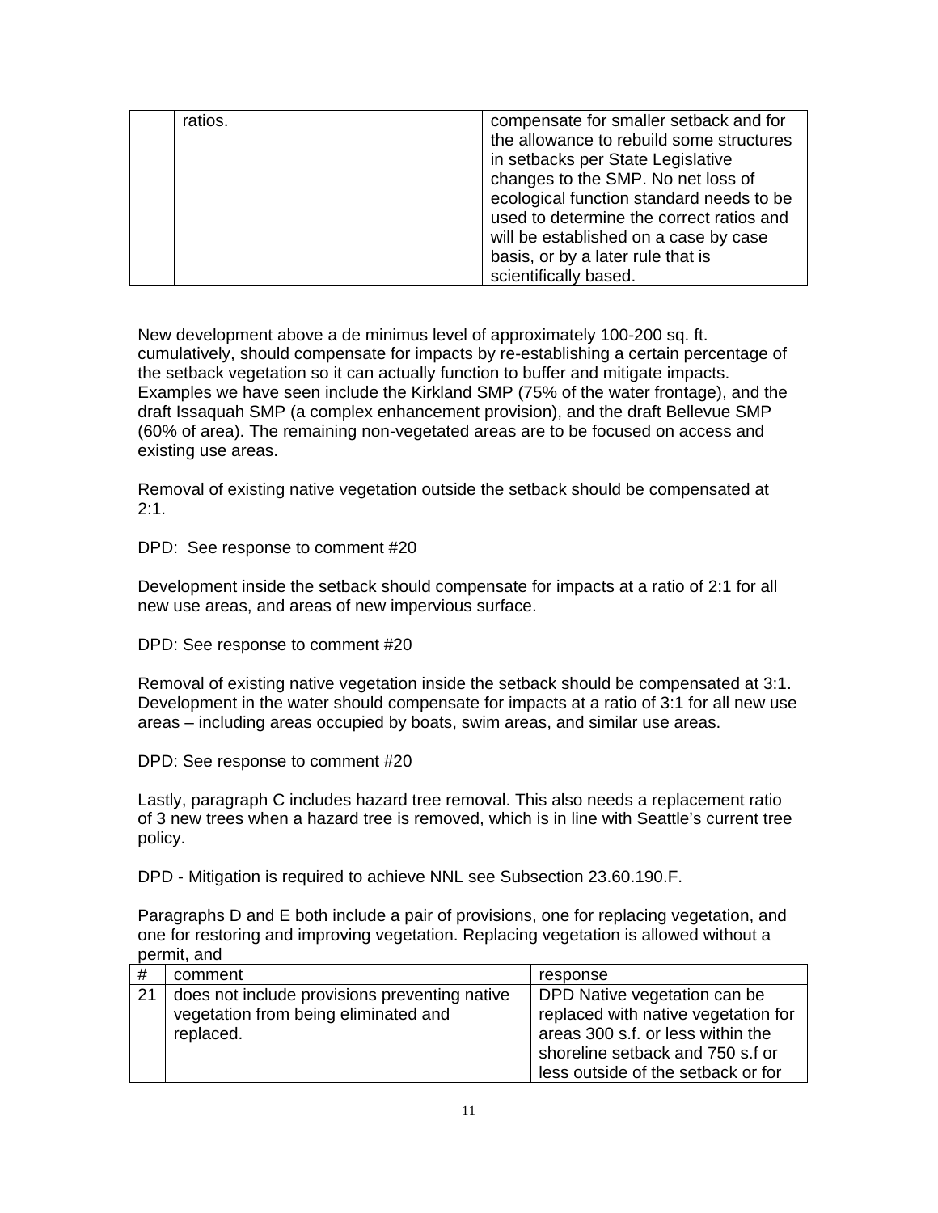|  | ratios. | compensate for smaller setback and for the allowance to rebuild some structures in setbacks per State Legislative changes to the SMP. No net loss of ecological function standard needs to be used to determine the correct ratios and will be established on a case by case basis, or by a later rule that is scientifically based. |
|---|---|---|

New development above a de minimus level of approximately 100-200 sq. ft. cumulatively, should compensate for impacts by re-establishing a certain percentage of the setback vegetation so it can actually function to buffer and mitigate impacts. Examples we have seen include the Kirkland SMP (75% of the water frontage), and the draft Issaquah SMP (a complex enhancement provision), and the draft Bellevue SMP (60% of area). The remaining non-vegetated areas are to be focused on access and existing use areas.

Removal of existing native vegetation outside the setback should be compensated at 2:1.

DPD: See response to comment #20

Development inside the setback should compensate for impacts at a ratio of 2:1 for all new use areas, and areas of new impervious surface.

DPD: See response to comment #20

Removal of existing native vegetation inside the setback should be compensated at 3:1. Development in the water should compensate for impacts at a ratio of 3:1 for all new use areas – including areas occupied by boats, swim areas, and similar use areas.

DPD: See response to comment #20

Lastly, paragraph C includes hazard tree removal. This also needs a replacement ratio of 3 new trees when a hazard tree is removed, which is in line with Seattle's current tree policy.

DPD - Mitigation is required to achieve NNL see Subsection 23.60.190.F.

Paragraphs D and E both include a pair of provisions, one for replacing vegetation, and one for restoring and improving vegetation. Replacing vegetation is allowed without a permit, and

| # | comment | response |
|---|---|---|
| 21 | does not include provisions preventing native vegetation from being eliminated and replaced. | DPD Native vegetation can be replaced with native vegetation for areas 300 s.f. or less within the shoreline setback and 750 s.f or less outside of the setback or for |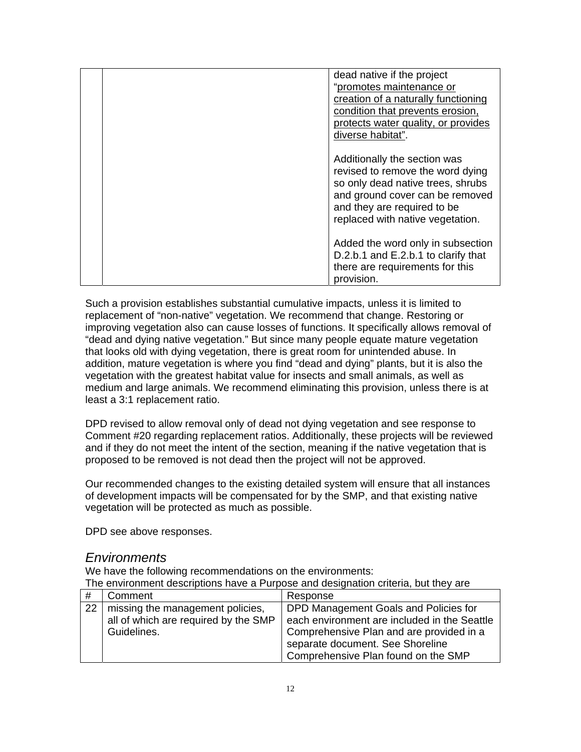| | | |
|---|---|---|
| | | dead native if the project "<u>promotes maintenance or creation of a naturally functioning condition that prevents erosion, protects water quality, or provides diverse habitat</u>".<br><br>Additionally the section was revised to remove the word dying so only dead native trees, shrubs and ground cover can be removed and they are required to be replaced with native vegetation.<br><br>Added the word only in subsection D.2.b.1 and E.2.b.1 to clarify that there are requirements for this provision. |

Such a provision establishes substantial cumulative impacts, unless it is limited to replacement of "non-native" vegetation. We recommend that change. Restoring or improving vegetation also can cause losses of functions. It specifically allows removal of "dead and dying native vegetation." But since many people equate mature vegetation that looks old with dying vegetation, there is great room for unintended abuse. In addition, mature vegetation is where you find "dead and dying" plants, but it is also the vegetation with the greatest habitat value for insects and small animals, as well as medium and large animals. We recommend eliminating this provision, unless there is at least a 3:1 replacement ratio.

DPD revised to allow removal only of dead not dying vegetation and see response to Comment #20 regarding replacement ratios. Additionally, these projects will be reviewed and if they do not meet the intent of the section, meaning if the native vegetation that is proposed to be removed is not dead then the project will not be approved.

Our recommended changes to the existing detailed system will ensure that all instances of development impacts will be compensated for by the SMP, and that existing native vegetation will be protected as much as possible.

DPD see above responses.

## *Environments*

We have the following recommendations on the environments:

The environment descriptions have a Purpose and designation criteria, but they are

| # | Comment | Response |
|---|---|---|
| 22 | missing the management policies, all of which are required by the SMP Guidelines. | DPD Management Goals and Policies for each environment are included in the Seattle Comprehensive Plan and are provided in a separate document. See Shoreline Comprehensive Plan found on the SMP |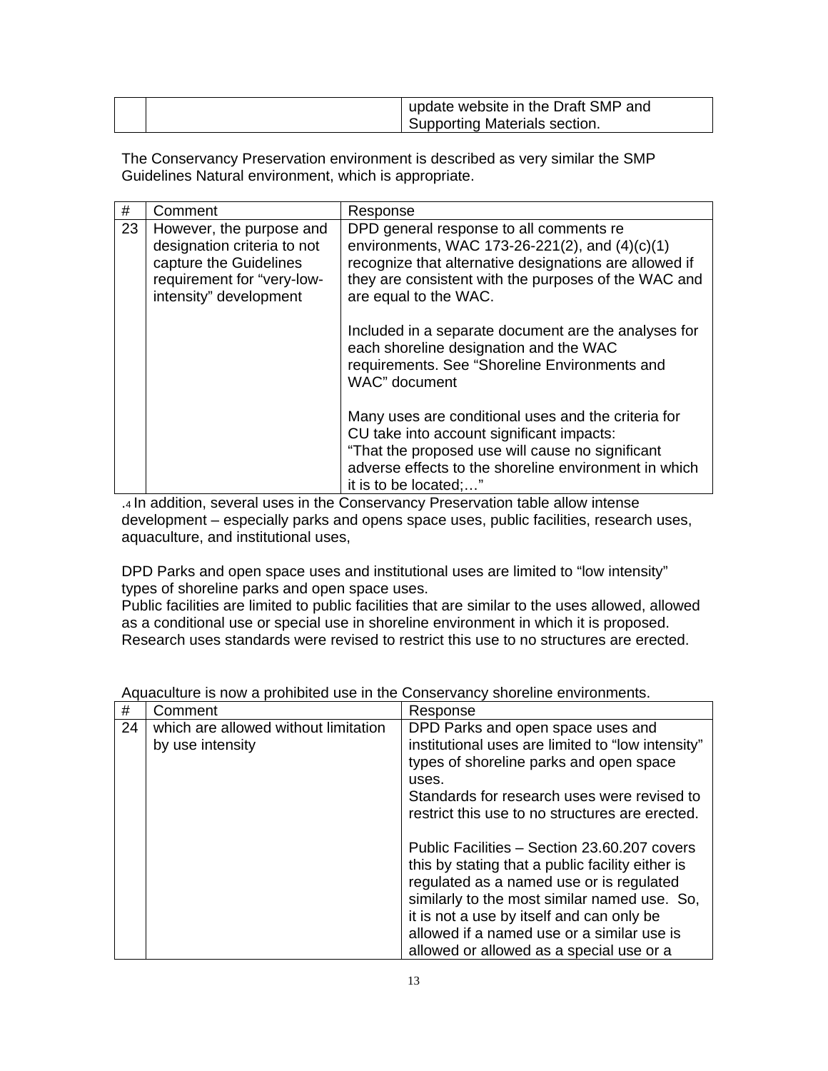| | | update website in the Draft SMP and Supporting Materials section. |
|---|---|---|

The Conservancy Preservation environment is described as very similar the SMP Guidelines Natural environment, which is appropriate.

| # | Comment | Response |
|---|---|---|
| 23 | However, the purpose and designation criteria to not capture the Guidelines requirement for "very-low-intensity" development | DPD general response to all comments re environments, WAC 173-26-221(2), and (4)(c)(1) recognize that alternative designations are allowed if they are consistent with the purposes of the WAC and are equal to the WAC.<br><br>Included in a separate document are the analyses for each shoreline designation and the WAC requirements. See "Shoreline Environments and WAC" document<br><br>Many uses are conditional uses and the criteria for CU take into account significant impacts: "That the proposed use will cause no significant adverse effects to the shoreline environment in which it is to be located;…" |

.4 In addition, several uses in the Conservancy Preservation table allow intense development – especially parks and opens space uses, public facilities, research uses, aquaculture, and institutional uses,

DPD Parks and open space uses and institutional uses are limited to "low intensity" types of shoreline parks and open space uses.
Public facilities are limited to public facilities that are similar to the uses allowed, allowed as a conditional use or special use in shoreline environment in which it is proposed.
Research uses standards were revised to restrict this use to no structures are erected.

Aquaculture is now a prohibited use in the Conservancy shoreline environments.

| # | Comment | Response |
|---|---|---|
| 24 | which are allowed without limitation by use intensity | DPD Parks and open space uses and institutional uses are limited to "low intensity" types of shoreline parks and open space uses.<br>Standards for research uses were revised to restrict this use to no structures are erected.<br><br>Public Facilities – Section 23.60.207 covers this by stating that a public facility either is regulated as a named use or is regulated similarly to the most similar named use. So, it is not a use by itself and can only be allowed if a named use or a similar use is allowed or allowed as a special use or a |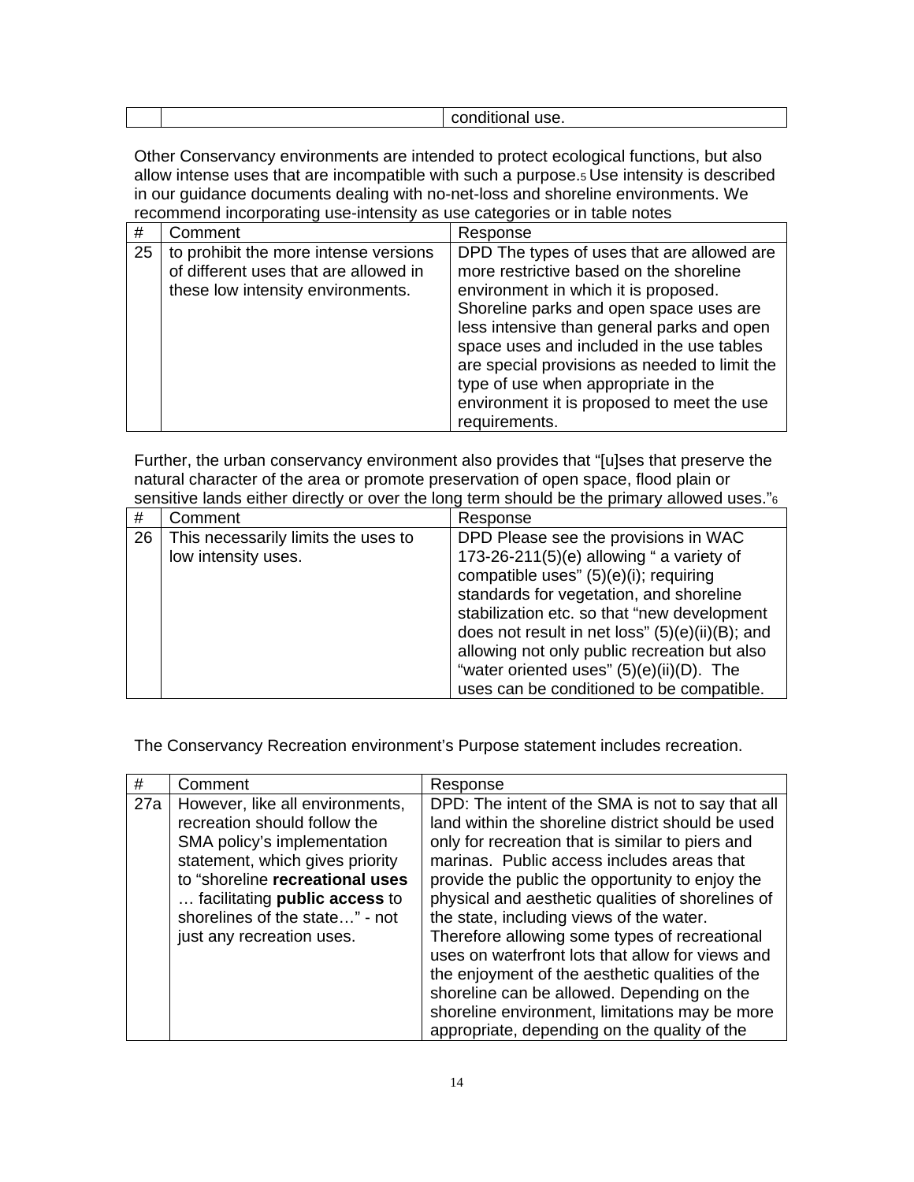| | | conditional use. |
|---|---|---|

Other Conservancy environments are intended to protect ecological functions, but also allow intense uses that are incompatible with such a purpose.[5] Use intensity is described in our guidance documents dealing with no-net-loss and shoreline environments. We recommend incorporating use-intensity as use categories or in table notes

| # | Comment | Response |
|---|---|---|
| 25 | to prohibit the more intense versions of different uses that are allowed in these low intensity environments. | DPD The types of uses that are allowed are more restrictive based on the shoreline environment in which it is proposed. Shoreline parks and open space uses are less intensive than general parks and open space uses and included in the use tables are special provisions as needed to limit the type of use when appropriate in the environment it is proposed to meet the use requirements. |

Further, the urban conservancy environment also provides that "[u]ses that preserve the natural character of the area or promote preservation of open space, flood plain or sensitive lands either directly or over the long term should be the primary allowed uses."[6]

| # | Comment | Response |
|---|---|---|
| 26 | This necessarily limits the uses to low intensity uses. | DPD Please see the provisions in WAC 173-26-211(5)(e) allowing " a variety of compatible uses" (5)(e)(i); requiring standards for vegetation, and shoreline stabilization etc. so that "new development does not result in net loss" (5)(e)(ii)(B); and allowing not only public recreation but also "water oriented uses" (5)(e)(ii)(D). The uses can be conditioned to be compatible. |

The Conservancy Recreation environment's Purpose statement includes recreation.

| # | Comment | Response |
|---|---|---|
| 27a | However, like all environments, recreation should follow the SMA policy's implementation statement, which gives priority to "shoreline **recreational uses** … facilitating **public access** to shorelines of the state…" - not just any recreation uses. | DPD: The intent of the SMA is not to say that all land within the shoreline district should be used only for recreation that is similar to piers and marinas. Public access includes areas that provide the public the opportunity to enjoy the physical and aesthetic qualities of shorelines of the state, including views of the water. Therefore allowing some types of recreational uses on waterfront lots that allow for views and the enjoyment of the aesthetic qualities of the shoreline can be allowed. Depending on the shoreline environment, limitations may be more appropriate, depending on the quality of the |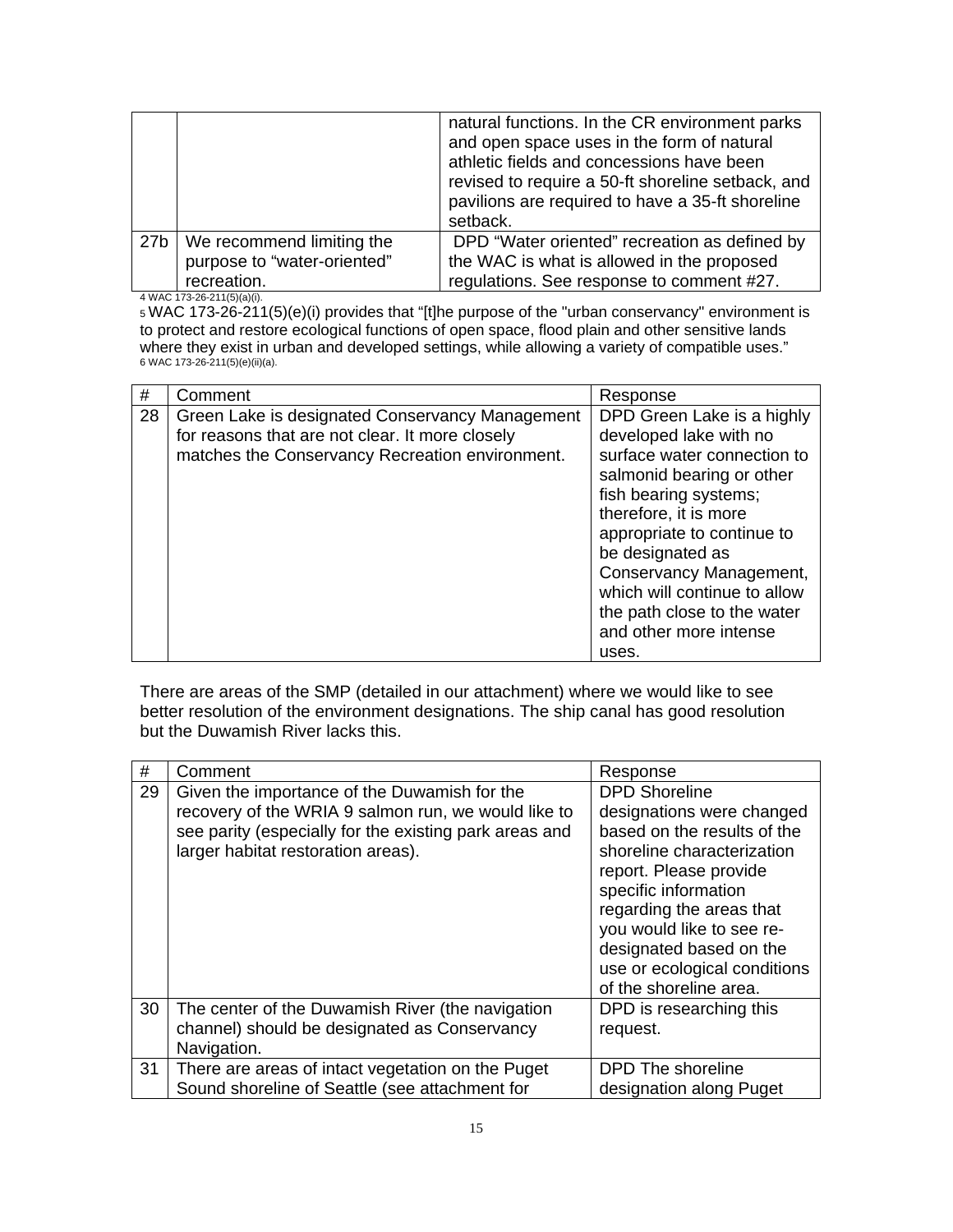| | | |
|---|---|---|
| | | natural functions. In the CR environment parks and open space uses in the form of natural athletic fields and concessions have been revised to require a 50-ft shoreline setback, and pavilions are required to have a 35-ft shoreline setback. |
| 27b | We recommend limiting the purpose to "water-oriented" recreation. | DPD "Water oriented" recreation as defined by the WAC is what is allowed in the proposed regulations. See response to comment #27. |

4 WAC 173-26-211(5)(a)(i).

5 WAC 173-26-211(5)(e)(i) provides that "[t]he purpose of the "urban conservancy" environment is to protect and restore ecological functions of open space, flood plain and other sensitive lands where they exist in urban and developed settings, while allowing a variety of compatible uses."

6 WAC 173-26-211(5)(e)(ii)(a).

| # | Comment | Response |
|---|---|---|
| 28 | Green Lake is designated Conservancy Management for reasons that are not clear. It more closely matches the Conservancy Recreation environment. | DPD Green Lake is a highly developed lake with no surface water connection to salmonid bearing or other fish bearing systems; therefore, it is more appropriate to continue to be designated as Conservancy Management, which will continue to allow the path close to the water and other more intense uses. |

There are areas of the SMP (detailed in our attachment) where we would like to see better resolution of the environment designations. The ship canal has good resolution but the Duwamish River lacks this.

| # | Comment | Response |
|---|---|---|
| 29 | Given the importance of the Duwamish for the recovery of the WRIA 9 salmon run, we would like to see parity (especially for the existing park areas and larger habitat restoration areas). | DPD Shoreline designations were changed based on the results of the shoreline characterization report. Please provide specific information regarding the areas that you would like to see re-designated based on the use or ecological conditions of the shoreline area. |
| 30 | The center of the Duwamish River (the navigation channel) should be designated as Conservancy Navigation. | DPD is researching this request. |
| 31 | There are areas of intact vegetation on the Puget Sound shoreline of Seattle (see attachment for | DPD The shoreline designation along Puget |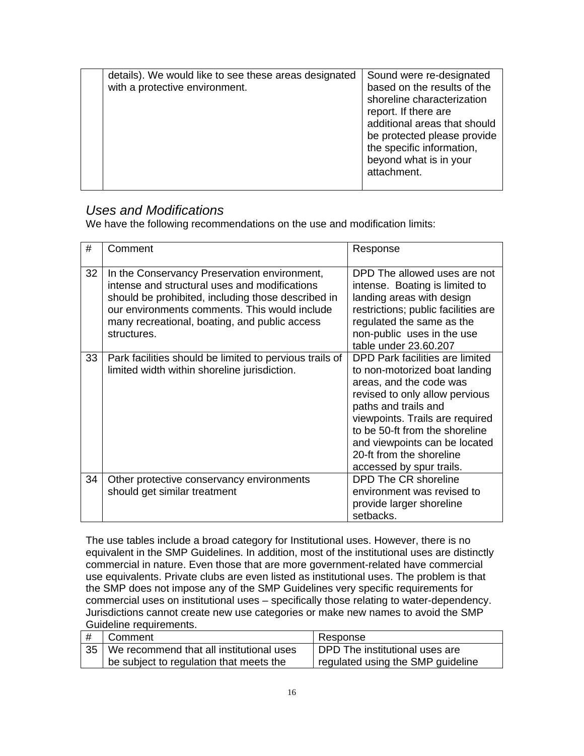| | | |
|---|---|---|
| | details). We would like to see these areas designated with a protective environment. | Sound were re-designated based on the results of the shoreline characterization report. If there are additional areas that should be protected please provide the specific information, beyond what is in your attachment. |

## *Uses and Modifications*

We have the following recommendations on the use and modification limits:

| # | Comment | Response |
|---|---|---|
| 32 | In the Conservancy Preservation environment, intense and structural uses and modifications should be prohibited, including those described in our environments comments. This would include many recreational, boating, and public access structures. | DPD The allowed uses are not intense. Boating is limited to landing areas with design restrictions; public facilities are regulated the same as the non-public uses in the use table under 23.60.207 |
| 33 | Park facilities should be limited to pervious trails of limited width within shoreline jurisdiction. | DPD Park facilities are limited to non-motorized boat landing areas, and the code was revised to only allow pervious paths and trails and viewpoints. Trails are required to be 50-ft from the shoreline and viewpoints can be located 20-ft from the shoreline accessed by spur trails. |
| 34 | Other protective conservancy environments should get similar treatment | DPD The CR shoreline environment was revised to provide larger shoreline setbacks. |

The use tables include a broad category for Institutional uses. However, there is no equivalent in the SMP Guidelines. In addition, most of the institutional uses are distinctly commercial in nature. Even those that are more government-related have commercial use equivalents. Private clubs are even listed as institutional uses. The problem is that the SMP does not impose any of the SMP Guidelines very specific requirements for commercial uses on institutional uses – specifically those relating to water-dependency. Jurisdictions cannot create new use categories or make new names to avoid the SMP Guideline requirements.

| # | Comment | Response |
|---|---|---|
| 35 | We recommend that all institutional uses be subject to regulation that meets the | DPD The institutional uses are regulated using the SMP guideline |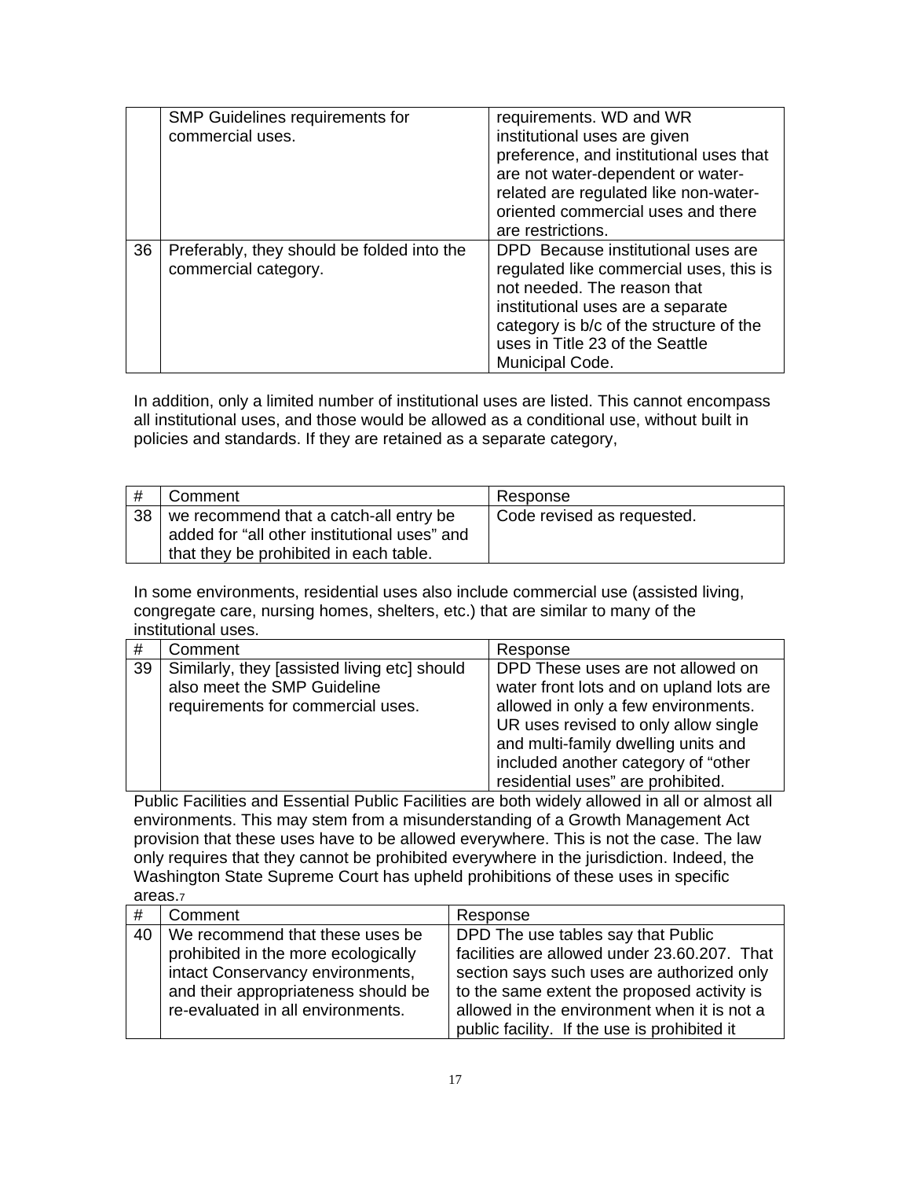|  | SMP Guidelines requirements for commercial uses. | requirements. WD and WR institutional uses are given preference, and institutional uses that are not water-dependent or water-related are regulated like non-water-oriented commercial uses and there are restrictions. |
|---|---|---|
| 36 | Preferably, they should be folded into the commercial category. | DPD Because institutional uses are regulated like commercial uses, this is not needed. The reason that institutional uses are a separate category is b/c of the structure of the uses in Title 23 of the Seattle Municipal Code. |

In addition, only a limited number of institutional uses are listed. This cannot encompass all institutional uses, and those would be allowed as a conditional use, without built in policies and standards. If they are retained as a separate category,

| # | Comment | Response |
|---|---|---|
| 38 | we recommend that a catch-all entry be added for "all other institutional uses" and that they be prohibited in each table. | Code revised as requested. |

In some environments, residential uses also include commercial use (assisted living, congregate care, nursing homes, shelters, etc.) that are similar to many of the institutional uses.

| # | Comment | Response |
|---|---|---|
| 39 | Similarly, they [assisted living etc] should also meet the SMP Guideline requirements for commercial uses. | DPD These uses are not allowed on water front lots and on upland lots are allowed in only a few environments. UR uses revised to only allow single and multi-family dwelling units and included another category of "other residential uses" are prohibited. |

Public Facilities and Essential Public Facilities are both widely allowed in all or almost all environments. This may stem from a misunderstanding of a Growth Management Act provision that these uses have to be allowed everywhere. This is not the case. The law only requires that they cannot be prohibited everywhere in the jurisdiction. Indeed, the Washington State Supreme Court has upheld prohibitions of these uses in specific areas.[7]

| # | Comment | Response |
|---|---|---|
| 40 | We recommend that these uses be prohibited in the more ecologically intact Conservancy environments, and their appropriateness should be re-evaluated in all environments. | DPD The use tables say that Public facilities are allowed under 23.60.207. That section says such uses are authorized only to the same extent the proposed activity is allowed in the environment when it is not a public facility. If the use is prohibited it |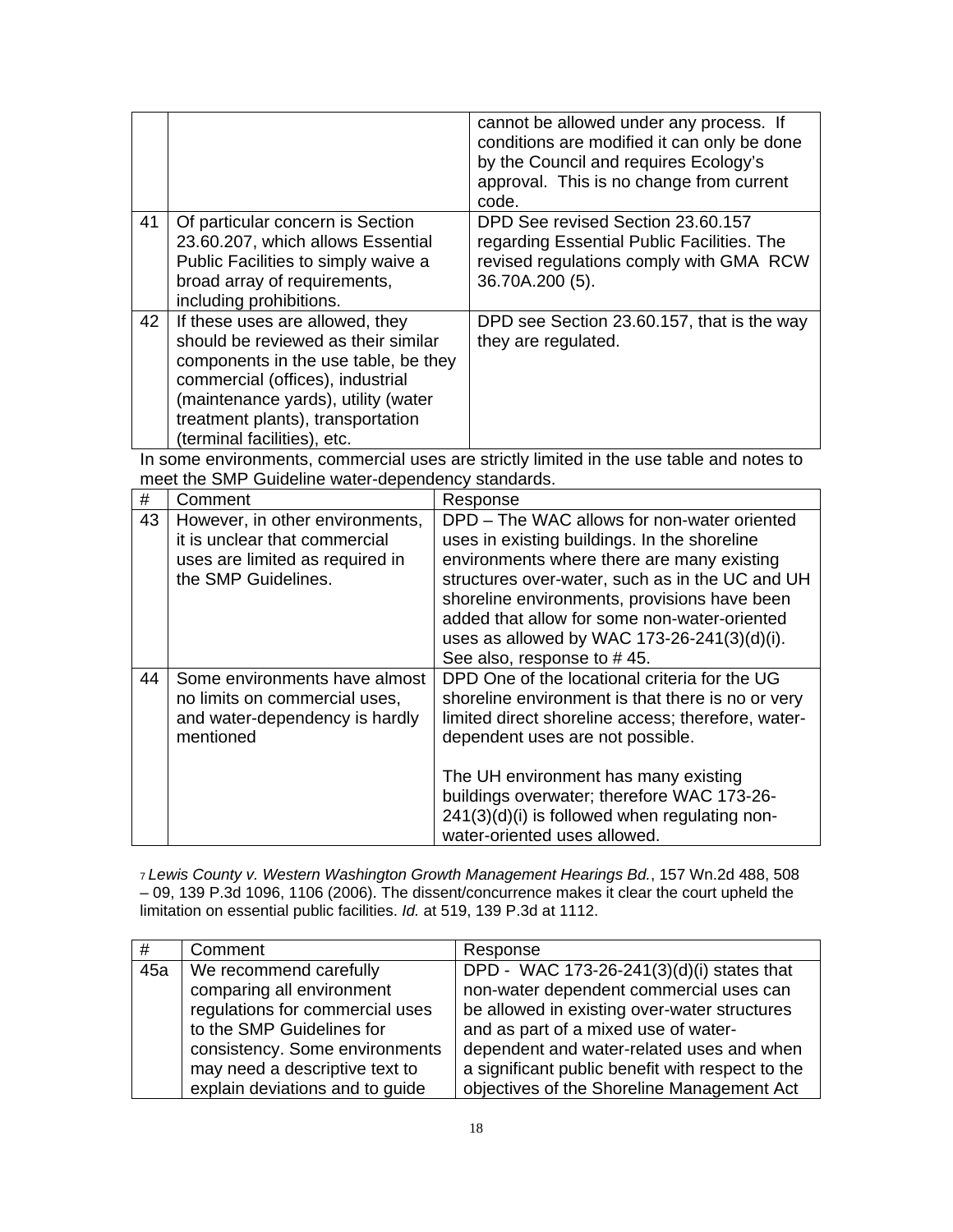| | | |
|---|---|---|
| | | cannot be allowed under any process. If conditions are modified it can only be done by the Council and requires Ecology's approval. This is no change from current code. |
| 41 | Of particular concern is Section 23.60.207, which allows Essential Public Facilities to simply waive a broad array of requirements, including prohibitions. | DPD See revised Section 23.60.157 regarding Essential Public Facilities. The revised regulations comply with GMA RCW 36.70A.200 (5). |
| 42 | If these uses are allowed, they should be reviewed as their similar components in the use table, be they commercial (offices), industrial (maintenance yards), utility (water treatment plants), transportation (terminal facilities), etc. | DPD see Section 23.60.157, that is the way they are regulated. |

In some environments, commercial uses are strictly limited in the use table and notes to meet the SMP Guideline water-dependency standards.

| # | Comment | Response |
|---|---|---|
| 43 | However, in other environments, it is unclear that commercial uses are limited as required in the SMP Guidelines. | DPD – The WAC allows for non-water oriented uses in existing buildings. In the shoreline environments where there are many existing structures over-water, such as in the UC and UH shoreline environments, provisions have been added that allow for some non-water-oriented uses as allowed by WAC 173-26-241(3)(d)(i). See also, response to # 45. |
| 44 | Some environments have almost no limits on commercial uses, and water-dependency is hardly mentioned | DPD One of the locational criteria for the UG shoreline environment is that there is no or very limited direct shoreline access; therefore, water-dependent uses are not possible.<br><br>The UH environment has many existing buildings overwater; therefore WAC 173-26-241(3)(d)(i) is followed when regulating non-water-oriented uses allowed. |

[7] *Lewis County v. Western Washington Growth Management Hearings Bd.*, 157 Wn.2d 488, 508 – 09, 139 P.3d 1096, 1106 (2006). The dissent/concurrence makes it clear the court upheld the limitation on essential public facilities. *Id.* at 519, 139 P.3d at 1112.

| # | Comment | Response |
|---|---|---|
| 45a | We recommend carefully comparing all environment regulations for commercial uses to the SMP Guidelines for consistency. Some environments may need a descriptive text to explain deviations and to guide | DPD - WAC 173-26-241(3)(d)(i) states that non-water dependent commercial uses can be allowed in existing over-water structures and as part of a mixed use of water-dependent and water-related uses and when a significant public benefit with respect to the objectives of the Shoreline Management Act |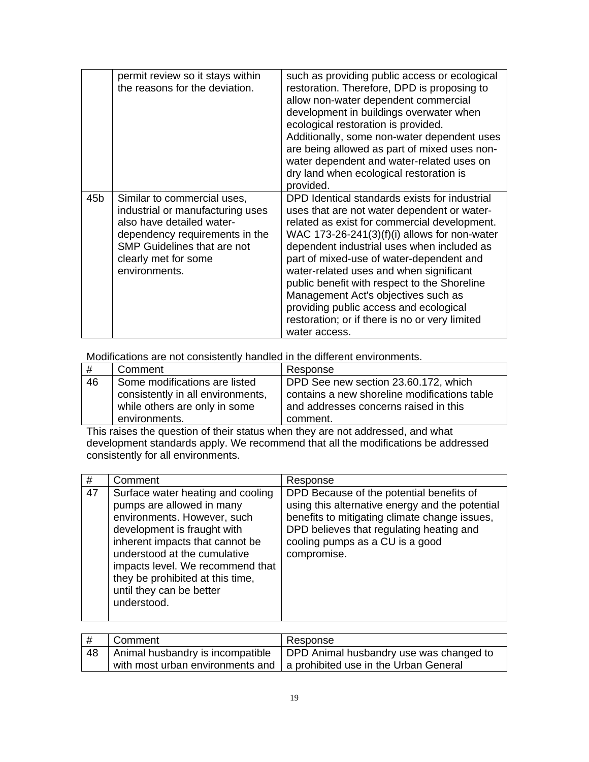| | | |
|---|---|---|
| | permit review so it stays within the reasons for the deviation. | such as providing public access or ecological restoration. Therefore, DPD is proposing to allow non-water dependent commercial development in buildings overwater when ecological restoration is provided. Additionally, some non-water dependent uses are being allowed as part of mixed uses non-water dependent and water-related uses on dry land when ecological restoration is provided. |
| 45b | Similar to commercial uses, industrial or manufacturing uses also have detailed water-dependency requirements in the SMP Guidelines that are not clearly met for some environments. | DPD Identical standards exists for industrial uses that are not water dependent or water-related as exist for commercial development. WAC 173-26-241(3)(f)(i) allows for non-water dependent industrial uses when included as part of mixed-use of water-dependent and water-related uses and when significant public benefit with respect to the Shoreline Management Act's objectives such as providing public access and ecological restoration; or if there is no or very limited water access. |

Modifications are not consistently handled in the different environments.

| # | Comment | Response |
|---|---|---|
| 46 | Some modifications are listed consistently in all environments, while others are only in some environments. | DPD See new section 23.60.172, which contains a new shoreline modifications table and addresses concerns raised in this comment. |

This raises the question of their status when they are not addressed, and what development standards apply. We recommend that all the modifications be addressed consistently for all environments.

| # | Comment | Response |
|---|---|---|
| 47 | Surface water heating and cooling pumps are allowed in many environments. However, such development is fraught with inherent impacts that cannot be understood at the cumulative impacts level. We recommend that they be prohibited at this time, until they can be better understood. | DPD Because of the potential benefits of using this alternative energy and the potential benefits to mitigating climate change issues, DPD believes that regulating heating and cooling pumps as a CU is a good compromise. |

| # | Comment | Response |
|---|---|---|
| 48 | Animal husbandry is incompatible with most urban environments and | DPD Animal husbandry use was changed to a prohibited use in the Urban General |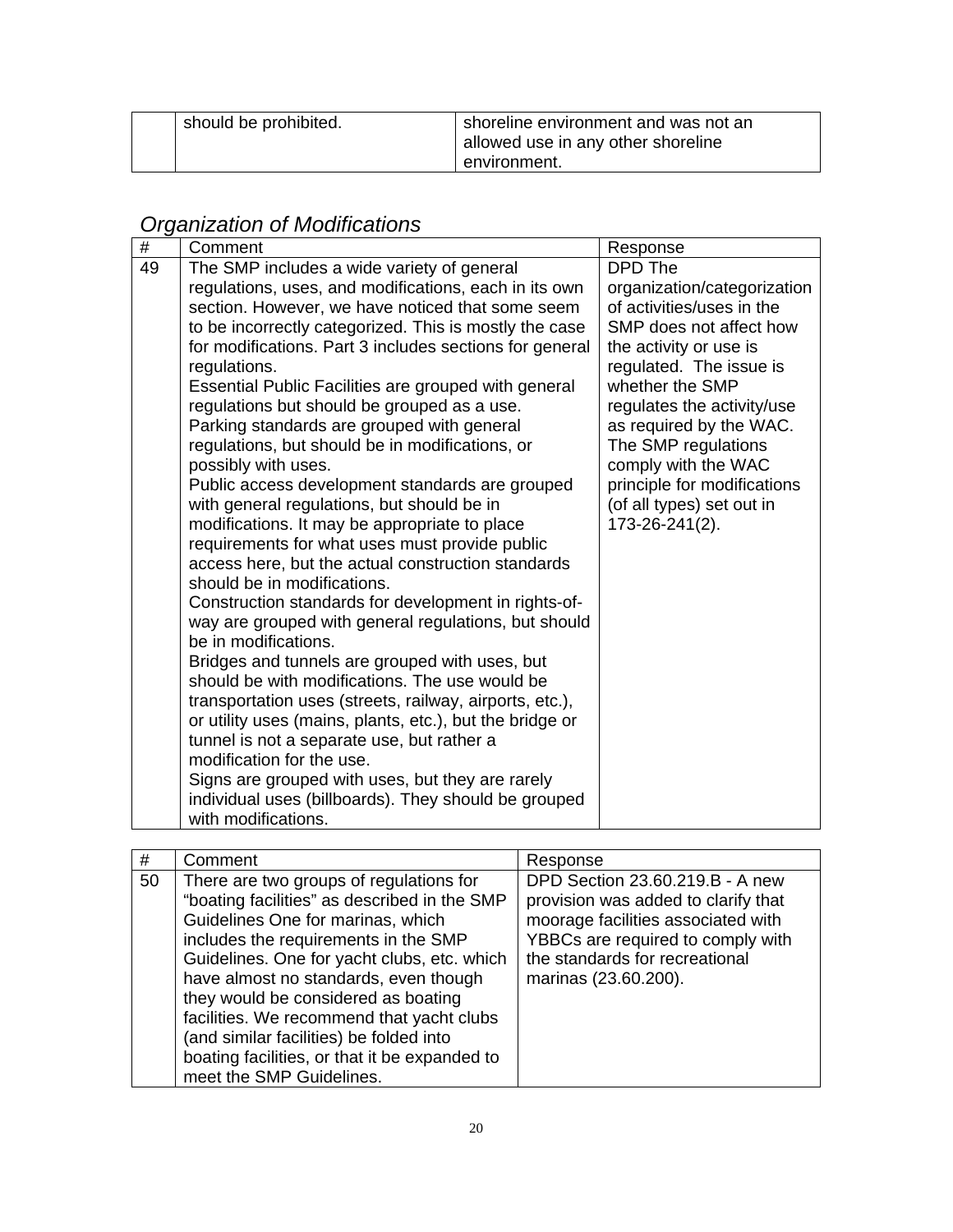|  | should be prohibited. | shoreline environment and was not an allowed use in any other shoreline environment. |
|---|---|---|

## *Organization of Modifications*

| # | Comment | Response |
|---|---|---|
| 49 | The SMP includes a wide variety of general regulations, uses, and modifications, each in its own section. However, we have noticed that some seem to be incorrectly categorized. This is mostly the case for modifications. Part 3 includes sections for general regulations.<br>Essential Public Facilities are grouped with general regulations but should be grouped as a use.<br>Parking standards are grouped with general regulations, but should be in modifications, or possibly with uses.<br>Public access development standards are grouped with general regulations, but should be in modifications. It may be appropriate to place requirements for what uses must provide public access here, but the actual construction standards should be in modifications.<br>Construction standards for development in rights-of-way are grouped with general regulations, but should be in modifications.<br>Bridges and tunnels are grouped with uses, but should be with modifications. The use would be transportation uses (streets, railway, airports, etc.), or utility uses (mains, plants, etc.), but the bridge or tunnel is not a separate use, but rather a modification for the use.<br>Signs are grouped with uses, but they are rarely individual uses (billboards). They should be grouped with modifications. | DPD The organization/categorization of activities/uses in the SMP does not affect how the activity or use is regulated. The issue is whether the SMP regulates the activity/use as required by the WAC. The SMP regulations comply with the WAC principle for modifications (of all types) set out in 173-26-241(2). |

| # | Comment | Response |
|---|---|---|
| 50 | There are two groups of regulations for "boating facilities" as described in the SMP Guidelines One for marinas, which includes the requirements in the SMP Guidelines. One for yacht clubs, etc. which have almost no standards, even though they would be considered as boating facilities. We recommend that yacht clubs (and similar facilities) be folded into boating facilities, or that it be expanded to meet the SMP Guidelines. | DPD Section 23.60.219.B - A new provision was added to clarify that moorage facilities associated with YBBCs are required to comply with the standards for recreational marinas (23.60.200). |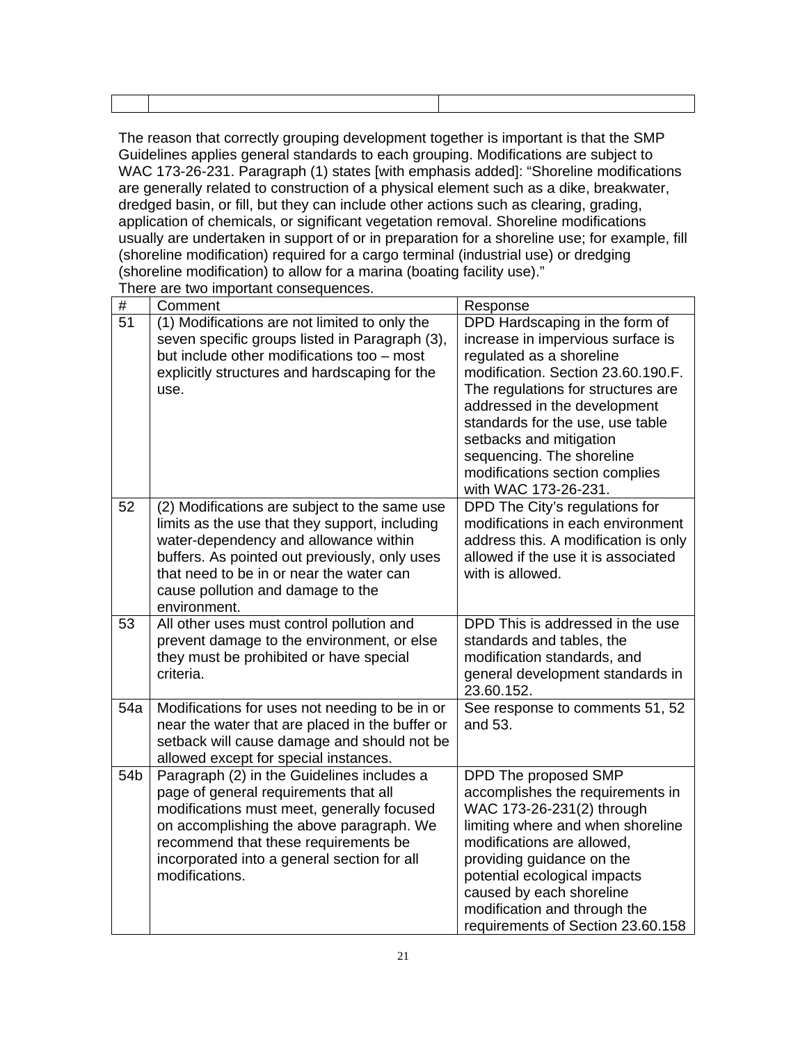| | | |
|---|---|---|

The reason that correctly grouping development together is important is that the SMP Guidelines applies general standards to each grouping. Modifications are subject to WAC 173-26-231. Paragraph (1) states [with emphasis added]: "Shoreline modifications are generally related to construction of a physical element such as a dike, breakwater, dredged basin, or fill, but they can include other actions such as clearing, grading, application of chemicals, or significant vegetation removal. Shoreline modifications usually are undertaken in support of or in preparation for a shoreline use; for example, fill (shoreline modification) required for a cargo terminal (industrial use) or dredging (shoreline modification) to allow for a marina (boating facility use)."

There are two important consequences.

| # | Comment | Response |
|---|---|---|
| 51 | (1) Modifications are not limited to only the seven specific groups listed in Paragraph (3), but include other modifications too – most explicitly structures and hardscaping for the use. | DPD Hardscaping in the form of increase in impervious surface is regulated as a shoreline modification. Section 23.60.190.F. The regulations for structures are addressed in the development standards for the use, use table setbacks and mitigation sequencing. The shoreline modifications section complies with WAC 173-26-231. |
| 52 | (2) Modifications are subject to the same use limits as the use that they support, including water-dependency and allowance within buffers. As pointed out previously, only uses that need to be in or near the water can cause pollution and damage to the environment. | DPD The City's regulations for modifications in each environment address this. A modification is only allowed if the use it is associated with is allowed. |
| 53 | All other uses must control pollution and prevent damage to the environment, or else they must be prohibited or have special criteria. | DPD This is addressed in the use standards and tables, the modification standards, and general development standards in 23.60.152. |
| 54a | Modifications for uses not needing to be in or near the water that are placed in the buffer or setback will cause damage and should not be allowed except for special instances. | See response to comments 51, 52 and 53. |
| 54b | Paragraph (2) in the Guidelines includes a page of general requirements that all modifications must meet, generally focused on accomplishing the above paragraph. We recommend that these requirements be incorporated into a general section for all modifications. | DPD The proposed SMP accomplishes the requirements in WAC 173-26-231(2) through limiting where and when shoreline modifications are allowed, providing guidance on the potential ecological impacts caused by each shoreline modification and through the requirements of Section 23.60.158 |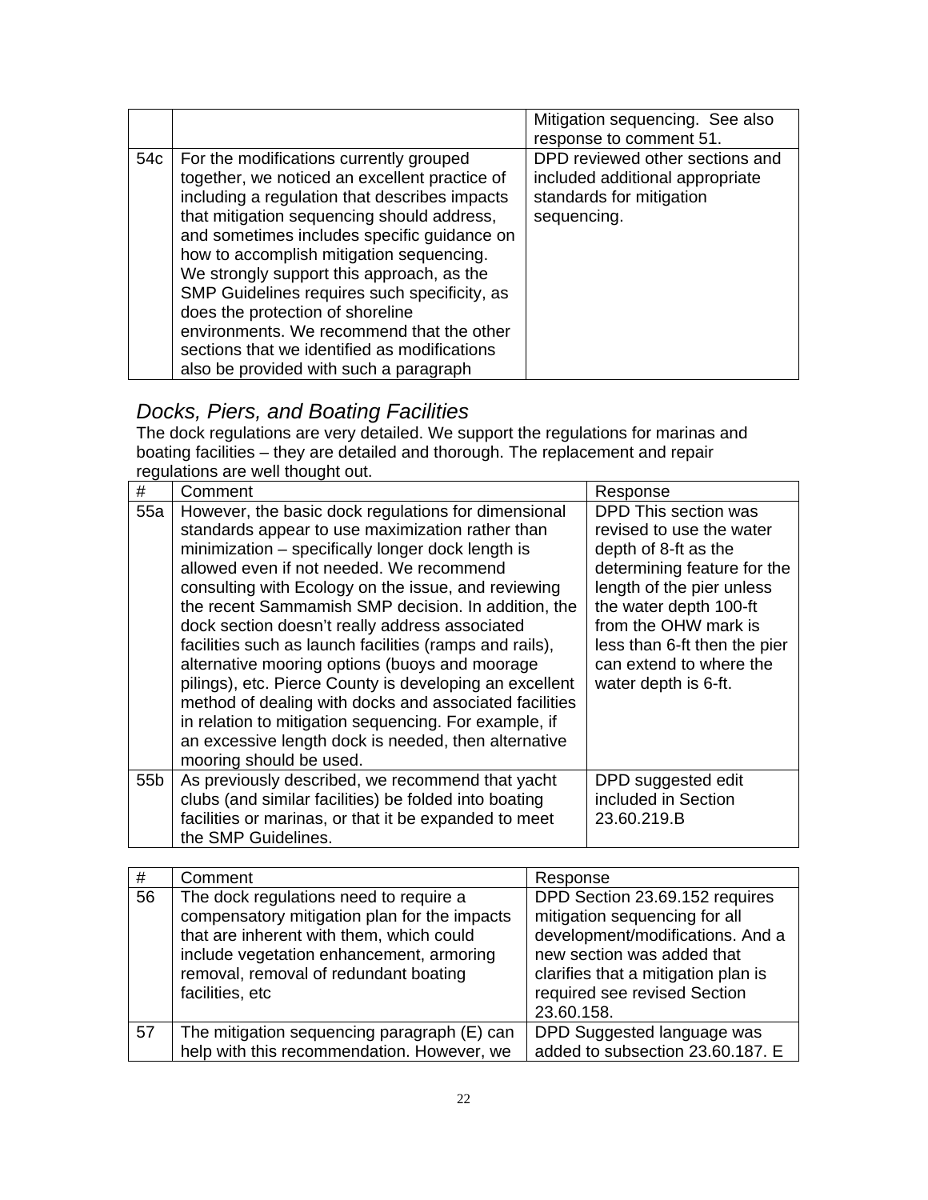| | | |
|---|---|---|
| | | Mitigation sequencing. See also response to comment 51. |
| 54c | For the modifications currently grouped together, we noticed an excellent practice of including a regulation that describes impacts that mitigation sequencing should address, and sometimes includes specific guidance on how to accomplish mitigation sequencing. We strongly support this approach, as the SMP Guidelines requires such specificity, as does the protection of shoreline environments. We recommend that the other sections that we identified as modifications also be provided with such a paragraph | DPD reviewed other sections and included additional appropriate standards for mitigation sequencing. |

## *Docks, Piers, and Boating Facilities*

The dock regulations are very detailed. We support the regulations for marinas and boating facilities – they are detailed and thorough. The replacement and repair regulations are well thought out.

| # | Comment | Response |
|---|---|---|
| 55a | However, the basic dock regulations for dimensional standards appear to use maximization rather than minimization – specifically longer dock length is allowed even if not needed. We recommend consulting with Ecology on the issue, and reviewing the recent Sammamish SMP decision. In addition, the dock section doesn't really address associated facilities such as launch facilities (ramps and rails), alternative mooring options (buoys and moorage pilings), etc. Pierce County is developing an excellent method of dealing with docks and associated facilities in relation to mitigation sequencing. For example, if an excessive length dock is needed, then alternative mooring should be used. | DPD This section was revised to use the water depth of 8-ft as the determining feature for the length of the pier unless the water depth 100-ft from the OHW mark is less than 6-ft then the pier can extend to where the water depth is 6-ft. |
| 55b | As previously described, we recommend that yacht clubs (and similar facilities) be folded into boating facilities or marinas, or that it be expanded to meet the SMP Guidelines. | DPD suggested edit included in Section 23.60.219.B |

| # | Comment | Response |
|---|---|---|
| 56 | The dock regulations need to require a compensatory mitigation plan for the impacts that are inherent with them, which could include vegetation enhancement, armoring removal, removal of redundant boating facilities, etc | DPD Section 23.69.152 requires mitigation sequencing for all development/modifications. And a new section was added that clarifies that a mitigation plan is required see revised Section 23.60.158. |
| 57 | The mitigation sequencing paragraph (E) can help with this recommendation. However, we | DPD Suggested language was added to subsection 23.60.187. E |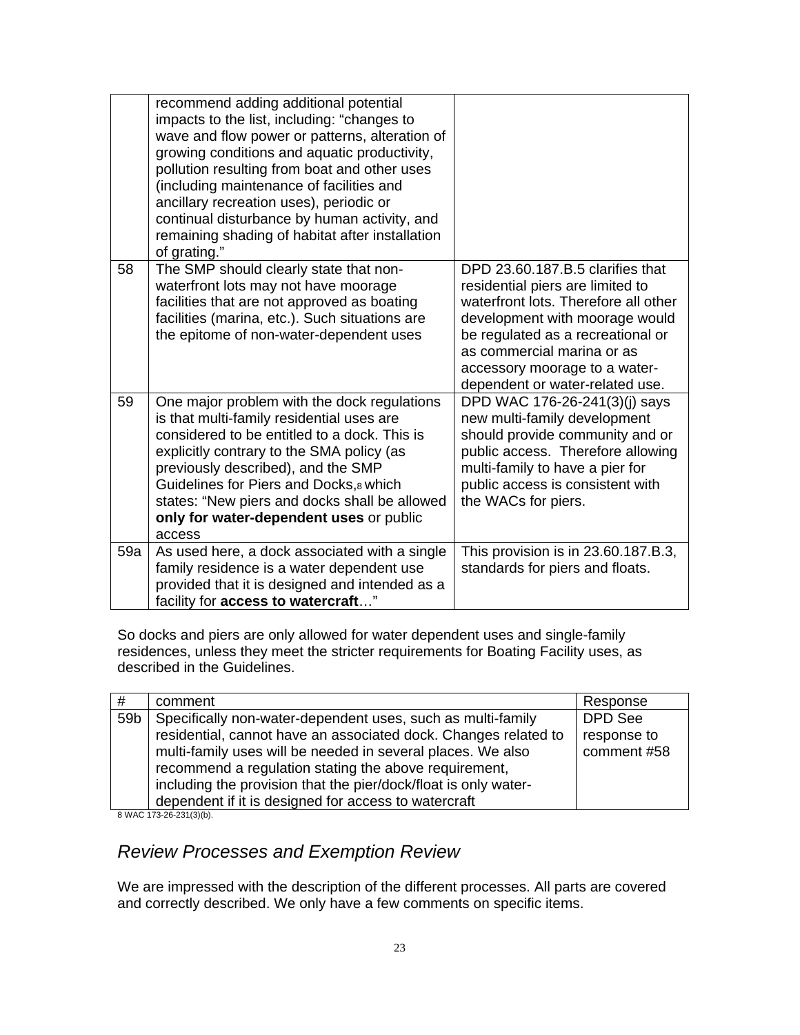| | | |
|---|---|---|
| | recommend adding additional potential impacts to the list, including: "changes to wave and flow power or patterns, alteration of growing conditions and aquatic productivity, pollution resulting from boat and other uses (including maintenance of facilities and ancillary recreation uses), periodic or continual disturbance by human activity, and remaining shading of habitat after installation of grating." | |
| 58 | The SMP should clearly state that non-waterfront lots may not have moorage facilities that are not approved as boating facilities (marina, etc.). Such situations are the epitome of non-water-dependent uses | DPD 23.60.187.B.5 clarifies that residential piers are limited to waterfront lots. Therefore all other development with moorage would be regulated as a recreational or as commercial marina or as accessory moorage to a water-dependent or water-related use. |
| 59 | One major problem with the dock regulations is that multi-family residential uses are considered to be entitled to a dock. This is explicitly contrary to the SMA policy (as previously described), and the SMP Guidelines for Piers and Docks,[8] which states: "New piers and docks shall be allowed **only for water-dependent uses** or public access | DPD WAC 176-26-241(3)(j) says new multi-family development should provide community and or public access. Therefore allowing multi-family to have a pier for public access is consistent with the WACs for piers. |
| 59a | As used here, a dock associated with a single family residence is a water dependent use provided that it is designed and intended as a facility for **access to watercraft**…" | This provision is in 23.60.187.B.3, standards for piers and floats. |

So docks and piers are only allowed for water dependent uses and single-family residences, unless they meet the stricter requirements for Boating Facility uses, as described in the Guidelines.

| # | comment | Response |
|---|---|---|
| 59b | Specifically non-water-dependent uses, such as multi-family residential, cannot have an associated dock. Changes related to multi-family uses will be needed in several places. We also recommend a regulation stating the above requirement, including the provision that the pier/dock/float is only water-dependent if it is designed for access to watercraft | DPD See response to comment #58 |

[8] WAC 173-26-231(3)(b).

## *Review Processes and Exemption Review*

We are impressed with the description of the different processes. All parts are covered and correctly described. We only have a few comments on specific items.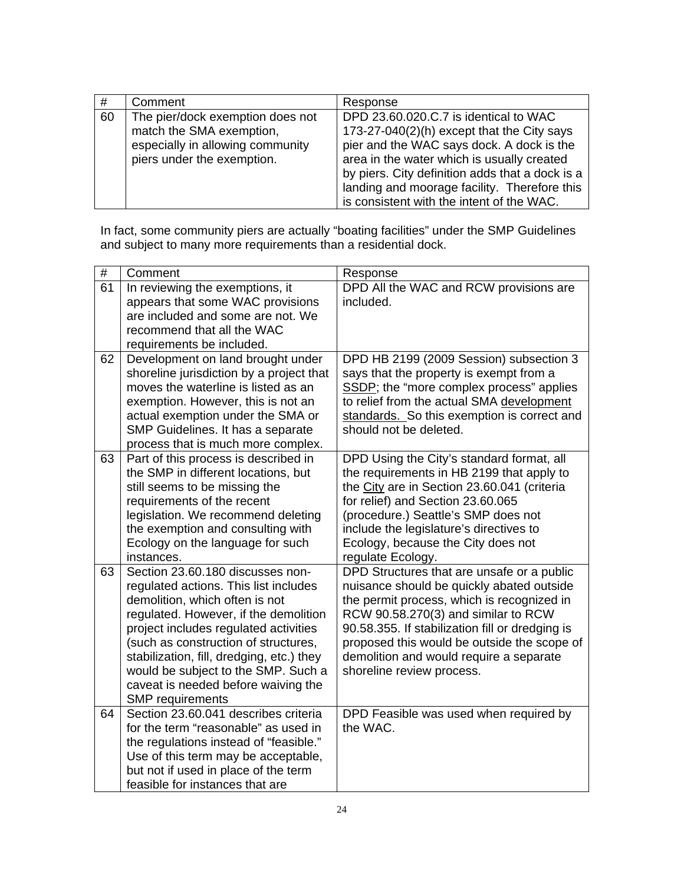| # | Comment | Response |
|---|---|---|
| 60 | The pier/dock exemption does not match the SMA exemption, especially in allowing community piers under the exemption. | DPD 23.60.020.C.7 is identical to WAC 173-27-040(2)(h) except that the City says pier and the WAC says dock. A dock is the area in the water which is usually created by piers. City definition adds that a dock is a landing and moorage facility. Therefore this is consistent with the intent of the WAC. |

In fact, some community piers are actually "boating facilities" under the SMP Guidelines and subject to many more requirements than a residential dock.

| # | Comment | Response |
|---|---|---|
| 61 | In reviewing the exemptions, it appears that some WAC provisions are included and some are not. We recommend that all the WAC requirements be included. | DPD All the WAC and RCW provisions are included. |
| 62 | Development on land brought under shoreline jurisdiction by a project that moves the waterline is listed as an exemption. However, this is not an actual exemption under the SMA or SMP Guidelines. It has a separate process that is much more complex. | DPD HB 2199 (2009 Session) subsection 3 says that the property is exempt from a <u>SSDP</u>; the "more complex process" applies to relief from the actual SMA <u>development standards.</u> So this exemption is correct and should not be deleted. |
| 63 | Part of this process is described in the SMP in different locations, but still seems to be missing the requirements of the recent legislation. We recommend deleting the exemption and consulting with Ecology on the language for such instances. | DPD Using the City's standard format, all the requirements in HB 2199 that apply to the <u>City</u> are in Section 23.60.041 (criteria for relief) and Section 23.60.065 (procedure.) Seattle's SMP does not include the legislature's directives to Ecology, because the City does not regulate Ecology. |
| 63 | Section 23.60.180 discusses non-regulated actions. This list includes demolition, which often is not regulated. However, if the demolition project includes regulated activities (such as construction of structures, stabilization, fill, dredging, etc.) they would be subject to the SMP. Such a caveat is needed before waiving the SMP requirements | DPD Structures that are unsafe or a public nuisance should be quickly abated outside the permit process, which is recognized in RCW 90.58.270(3) and similar to RCW 90.58.355. If stabilization fill or dredging is proposed this would be outside the scope of demolition and would require a separate shoreline review process. |
| 64 | Section 23.60.041 describes criteria for the term "reasonable" as used in the regulations instead of "feasible." Use of this term may be acceptable, but not if used in place of the term feasible for instances that are | DPD Feasible was used when required by the WAC. |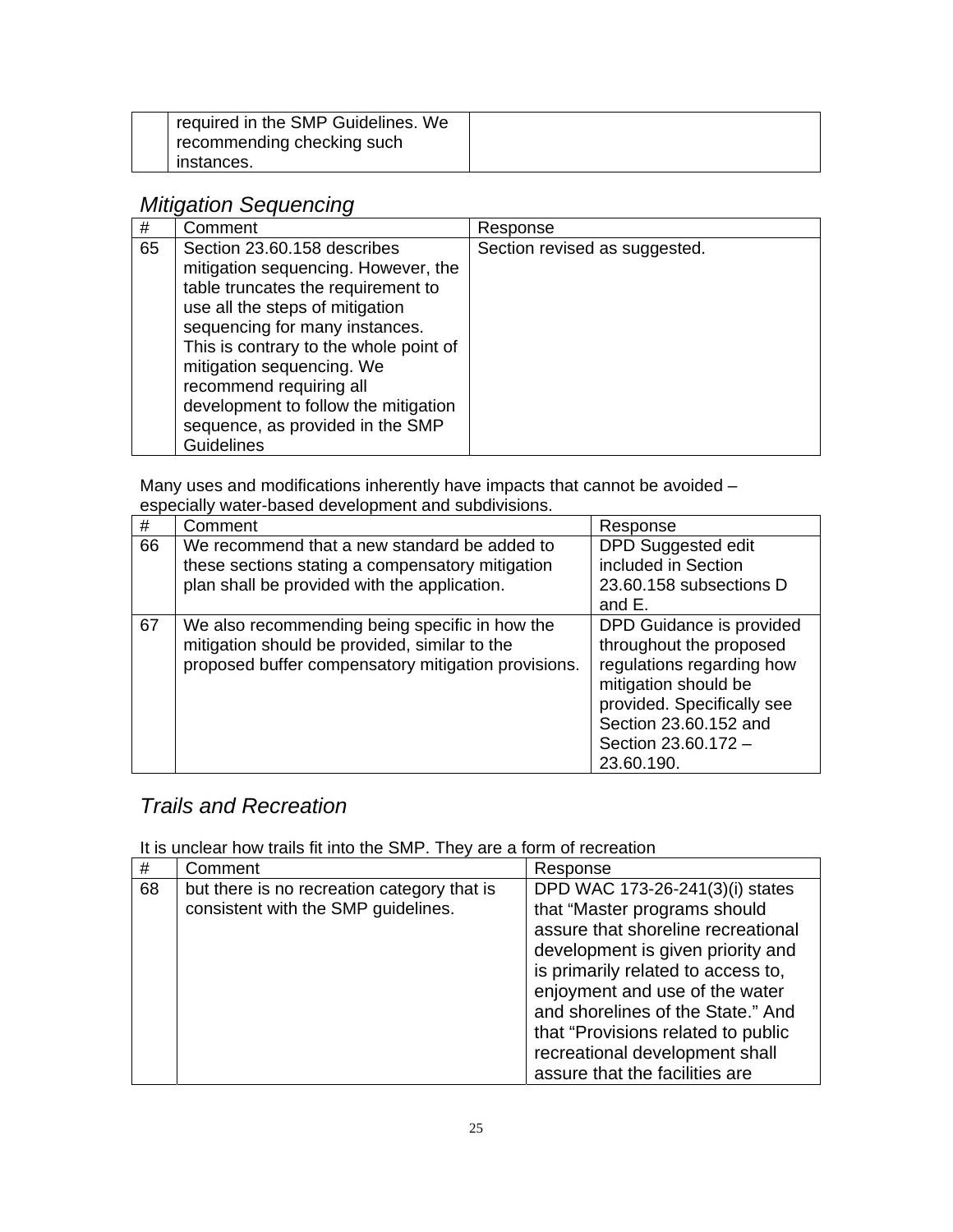|  | required in the SMP Guidelines. We recommending checking such instances. |  |
|---|---|---|

### *Mitigation Sequencing*

| # | Comment | Response |
|---|---|---|
| 65 | Section 23.60.158 describes mitigation sequencing. However, the table truncates the requirement to use all the steps of mitigation sequencing for many instances. This is contrary to the whole point of mitigation sequencing. We recommend requiring all development to follow the mitigation sequence, as provided in the SMP Guidelines | Section revised as suggested. |

Many uses and modifications inherently have impacts that cannot be avoided – especially water-based development and subdivisions.

| # | Comment | Response |
|---|---|---|
| 66 | We recommend that a new standard be added to these sections stating a compensatory mitigation plan shall be provided with the application. | DPD Suggested edit included in Section 23.60.158 subsections D and E. |
| 67 | We also recommending being specific in how the mitigation should be provided, similar to the proposed buffer compensatory mitigation provisions. | DPD Guidance is provided throughout the proposed regulations regarding how mitigation should be provided. Specifically see Section 23.60.152 and Section 23.60.172 – 23.60.190. |

### *Trails and Recreation*

It is unclear how trails fit into the SMP. They are a form of recreation

| # | Comment | Response |
|---|---|---|
| 68 | but there is no recreation category that is consistent with the SMP guidelines. | DPD WAC 173-26-241(3)(i) states that "Master programs should assure that shoreline recreational development is given priority and is primarily related to access to, enjoyment and use of the water and shorelines of the State." And that "Provisions related to public recreational development shall assure that the facilities are |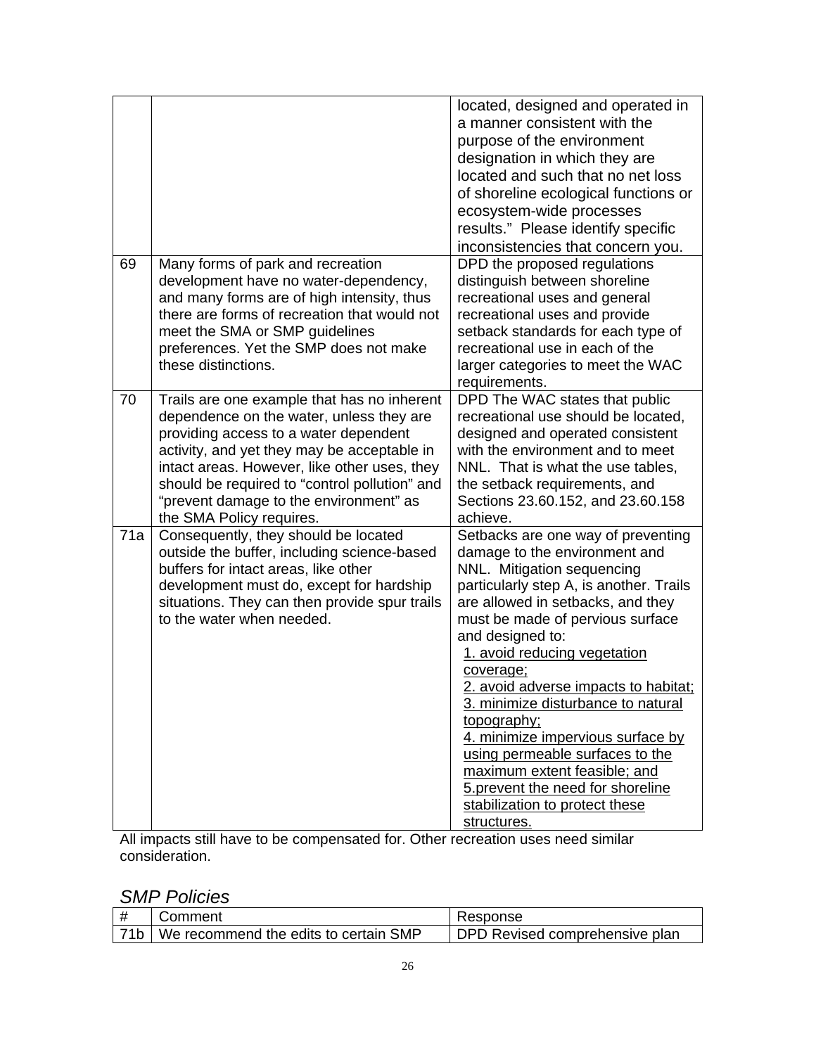| | | |
|---|---|---|
| | | located, designed and operated in a manner consistent with the purpose of the environment designation in which they are located and such that no net loss of shoreline ecological functions or ecosystem-wide processes results." Please identify specific inconsistencies that concern you. |
| 69 | Many forms of park and recreation development have no water-dependency, and many forms are of high intensity, thus there are forms of recreation that would not meet the SMA or SMP guidelines preferences. Yet the SMP does not make these distinctions. | DPD the proposed regulations distinguish between shoreline recreational uses and general recreational uses and provide setback standards for each type of recreational use in each of the larger categories to meet the WAC requirements. |
| 70 | Trails are one example that has no inherent dependence on the water, unless they are providing access to a water dependent activity, and yet they may be acceptable in intact areas. However, like other uses, they should be required to "control pollution" and "prevent damage to the environment" as the SMA Policy requires. | DPD The WAC states that public recreational use should be located, designed and operated consistent with the environment and to meet NNL. That is what the use tables, the setback requirements, and Sections 23.60.152, and 23.60.158 achieve. |
| 71a | Consequently, they should be located outside the buffer, including science-based buffers for intact areas, like other development must do, except for hardship situations. They can then provide spur trails to the water when needed. | Setbacks are one way of preventing damage to the environment and NNL. Mitigation sequencing particularly step A, is another. Trails are allowed in setbacks, and they must be made of pervious surface and designed to:<br>1. avoid reducing vegetation coverage;<br>2. avoid adverse impacts to habitat;<br>3. minimize disturbance to natural topography;<br>4. minimize impervious surface by using permeable surfaces to the maximum extent feasible; and<br>5.prevent the need for shoreline stabilization to protect these structures. |

All impacts still have to be compensated for. Other recreation uses need similar consideration.

## *SMP Policies*

| # | Comment | Response |
|---|---|---|
| 71b | We recommend the edits to certain SMP | DPD Revised comprehensive plan |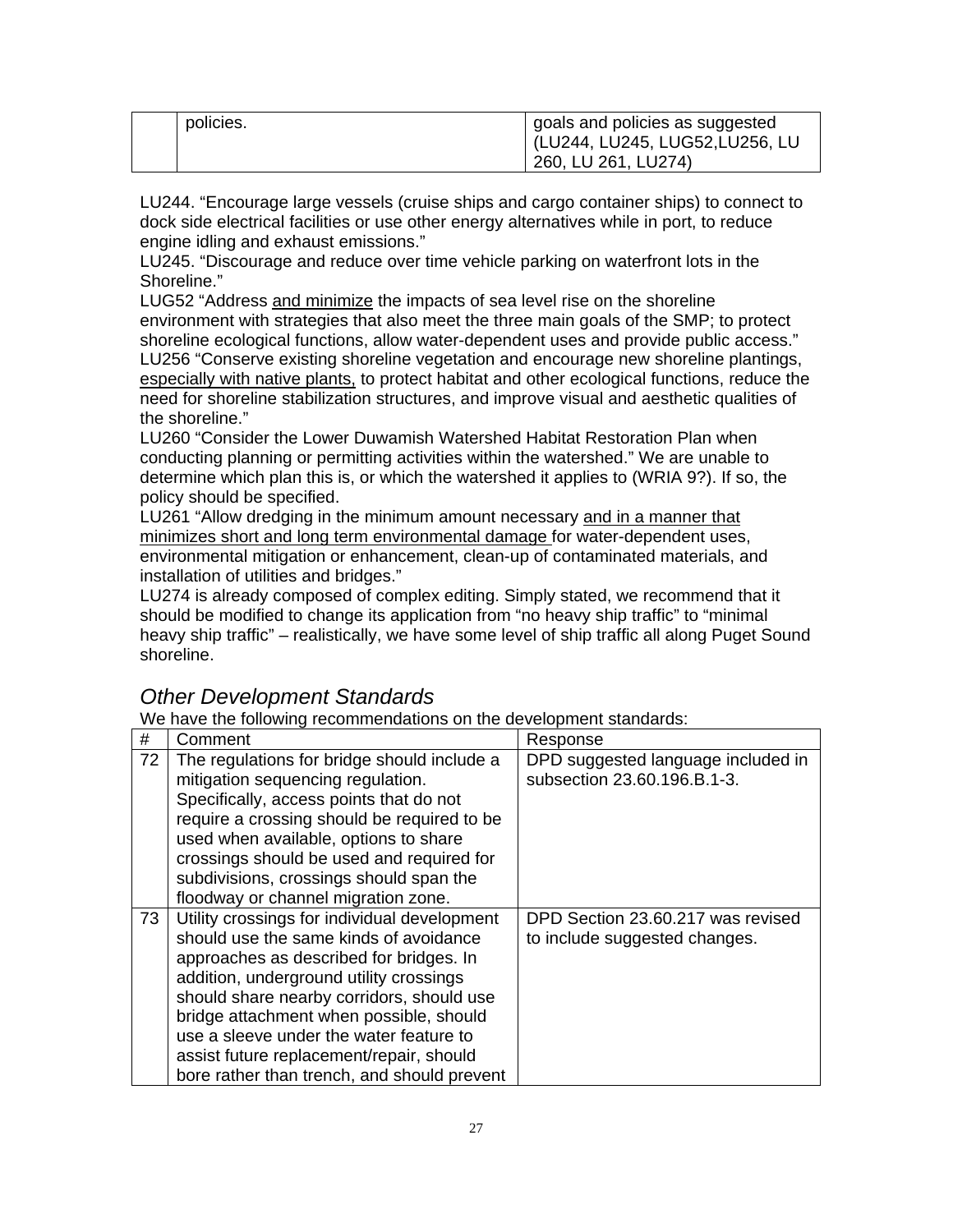|  | policies. | goals and policies as suggested (LU244, LU245, LUG52,LU256, LU 260, LU 261, LU274) |
|---|---|---|

LU244. "Encourage large vessels (cruise ships and cargo container ships) to connect to dock side electrical facilities or use other energy alternatives while in port, to reduce engine idling and exhaust emissions."
LU245. "Discourage and reduce over time vehicle parking on waterfront lots in the Shoreline."
LUG52 "Address <u>and minimize</u> the impacts of sea level rise on the shoreline environment with strategies that also meet the three main goals of the SMP; to protect shoreline ecological functions, allow water-dependent uses and provide public access."
LU256 "Conserve existing shoreline vegetation and encourage new shoreline plantings, <u>especially with native plants,</u> to protect habitat and other ecological functions, reduce the need for shoreline stabilization structures, and improve visual and aesthetic qualities of the shoreline."
LU260 "Consider the Lower Duwamish Watershed Habitat Restoration Plan when conducting planning or permitting activities within the watershed." We are unable to determine which plan this is, or which the watershed it applies to (WRIA 9?). If so, the policy should be specified.
LU261 "Allow dredging in the minimum amount necessary <u>and in a manner that minimizes short and long term environmental damage</u> for water-dependent uses, environmental mitigation or enhancement, clean-up of contaminated materials, and installation of utilities and bridges."
LU274 is already composed of complex editing. Simply stated, we recommend that it should be modified to change its application from "no heavy ship traffic" to "minimal heavy ship traffic" – realistically, we have some level of ship traffic all along Puget Sound shoreline.

## *Other Development Standards*

We have the following recommendations on the development standards:

| # | Comment | Response |
|---|---|---|
| 72 | The regulations for bridge should include a mitigation sequencing regulation. Specifically, access points that do not require a crossing should be required to be used when available, options to share crossings should be used and required for subdivisions, crossings should span the floodway or channel migration zone. | DPD suggested language included in subsection 23.60.196.B.1-3. |
| 73 | Utility crossings for individual development should use the same kinds of avoidance approaches as described for bridges. In addition, underground utility crossings should share nearby corridors, should use bridge attachment when possible, should use a sleeve under the water feature to assist future replacement/repair, should bore rather than trench, and should prevent | DPD Section 23.60.217 was revised to include suggested changes. |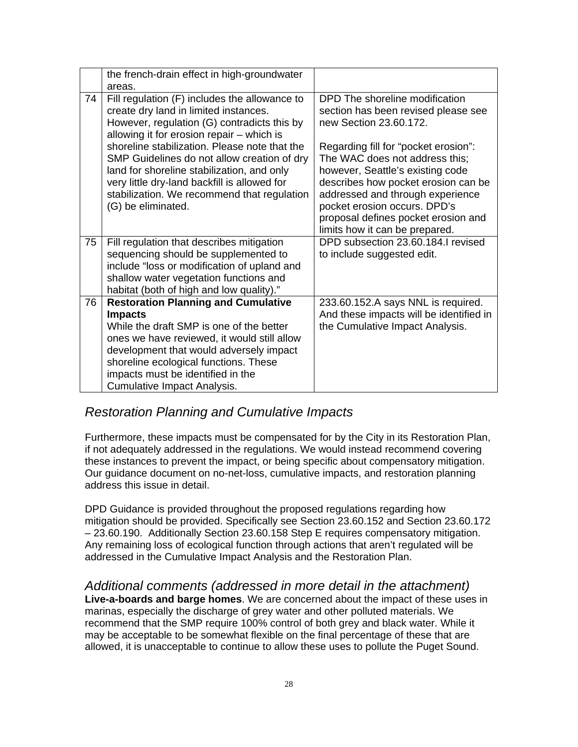|  |  |  |
|---|---|---|
|  | the french-drain effect in high-groundwater areas. |  |
| 74 | Fill regulation (F) includes the allowance to create dry land in limited instances. However, regulation (G) contradicts this by allowing it for erosion repair – which is shoreline stabilization. Please note that the SMP Guidelines do not allow creation of dry land for shoreline stabilization, and only very little dry-land backfill is allowed for stabilization. We recommend that regulation (G) be eliminated. | DPD The shoreline modification section has been revised please see new Section 23.60.172.<br><br>Regarding fill for "pocket erosion": The WAC does not address this; however, Seattle's existing code describes how pocket erosion can be addressed and through experience pocket erosion occurs. DPD's proposal defines pocket erosion and limits how it can be prepared. |
| 75 | Fill regulation that describes mitigation sequencing should be supplemented to include "loss or modification of upland and shallow water vegetation functions and habitat (both of high and low quality)." | DPD subsection 23.60.184.I revised to include suggested edit. |
| 76 | **Restoration Planning and Cumulative Impacts**<br>While the draft SMP is one of the better ones we have reviewed, it would still allow development that would adversely impact shoreline ecological functions. These impacts must be identified in the Cumulative Impact Analysis. | 233.60.152.A says NNL is required. And these impacts will be identified in the Cumulative Impact Analysis. |

## *Restoration Planning and Cumulative Impacts*

Furthermore, these impacts must be compensated for by the City in its Restoration Plan, if not adequately addressed in the regulations. We would instead recommend covering these instances to prevent the impact, or being specific about compensatory mitigation. Our guidance document on no-net-loss, cumulative impacts, and restoration planning address this issue in detail.

DPD Guidance is provided throughout the proposed regulations regarding how mitigation should be provided. Specifically see Section 23.60.152 and Section 23.60.172 – 23.60.190. Additionally Section 23.60.158 Step E requires compensatory mitigation. Any remaining loss of ecological function through actions that aren't regulated will be addressed in the Cumulative Impact Analysis and the Restoration Plan.

## *Additional comments (addressed in more detail in the attachment)*

**Live-a-boards and barge homes**. We are concerned about the impact of these uses in marinas, especially the discharge of grey water and other polluted materials. We recommend that the SMP require 100% control of both grey and black water. While it may be acceptable to be somewhat flexible on the final percentage of these that are allowed, it is unacceptable to continue to allow these uses to pollute the Puget Sound.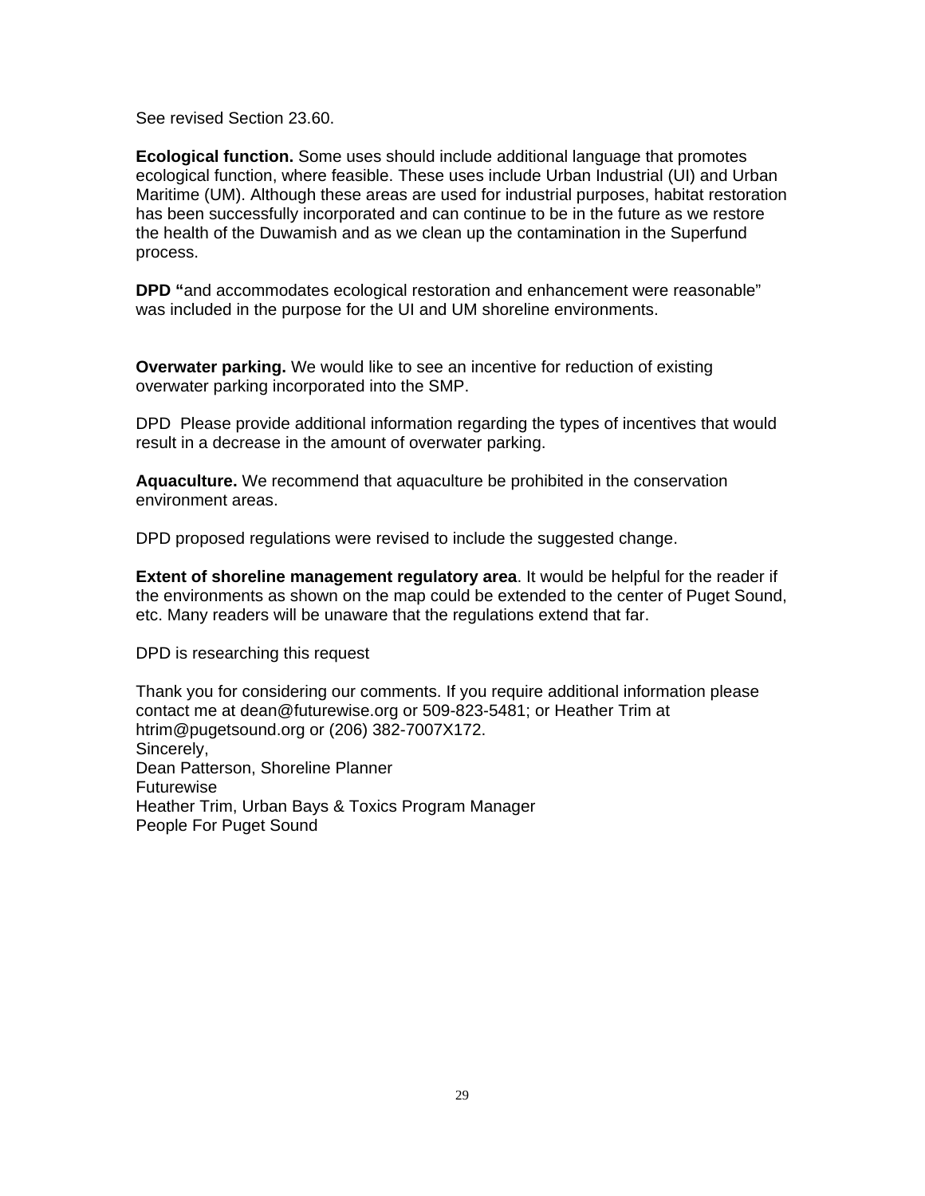See revised Section 23.60.

**Ecological function.** Some uses should include additional language that promotes ecological function, where feasible. These uses include Urban Industrial (UI) and Urban Maritime (UM). Although these areas are used for industrial purposes, habitat restoration has been successfully incorporated and can continue to be in the future as we restore the health of the Duwamish and as we clean up the contamination in the Superfund process.

**DPD "**and accommodates ecological restoration and enhancement were reasonable" was included in the purpose for the UI and UM shoreline environments.

**Overwater parking.** We would like to see an incentive for reduction of existing overwater parking incorporated into the SMP.

DPD Please provide additional information regarding the types of incentives that would result in a decrease in the amount of overwater parking.

**Aquaculture.** We recommend that aquaculture be prohibited in the conservation environment areas.

DPD proposed regulations were revised to include the suggested change.

**Extent of shoreline management regulatory area**. It would be helpful for the reader if the environments as shown on the map could be extended to the center of Puget Sound, etc. Many readers will be unaware that the regulations extend that far.

DPD is researching this request

Thank you for considering our comments. If you require additional information please contact me at dean@futurewise.org or 509-823-5481; or Heather Trim at htrim@pugetsound.org or (206) 382-7007X172.
Sincerely,
Dean Patterson, Shoreline Planner
Futurewise
Heather Trim, Urban Bays & Toxics Program Manager
People For Puget Sound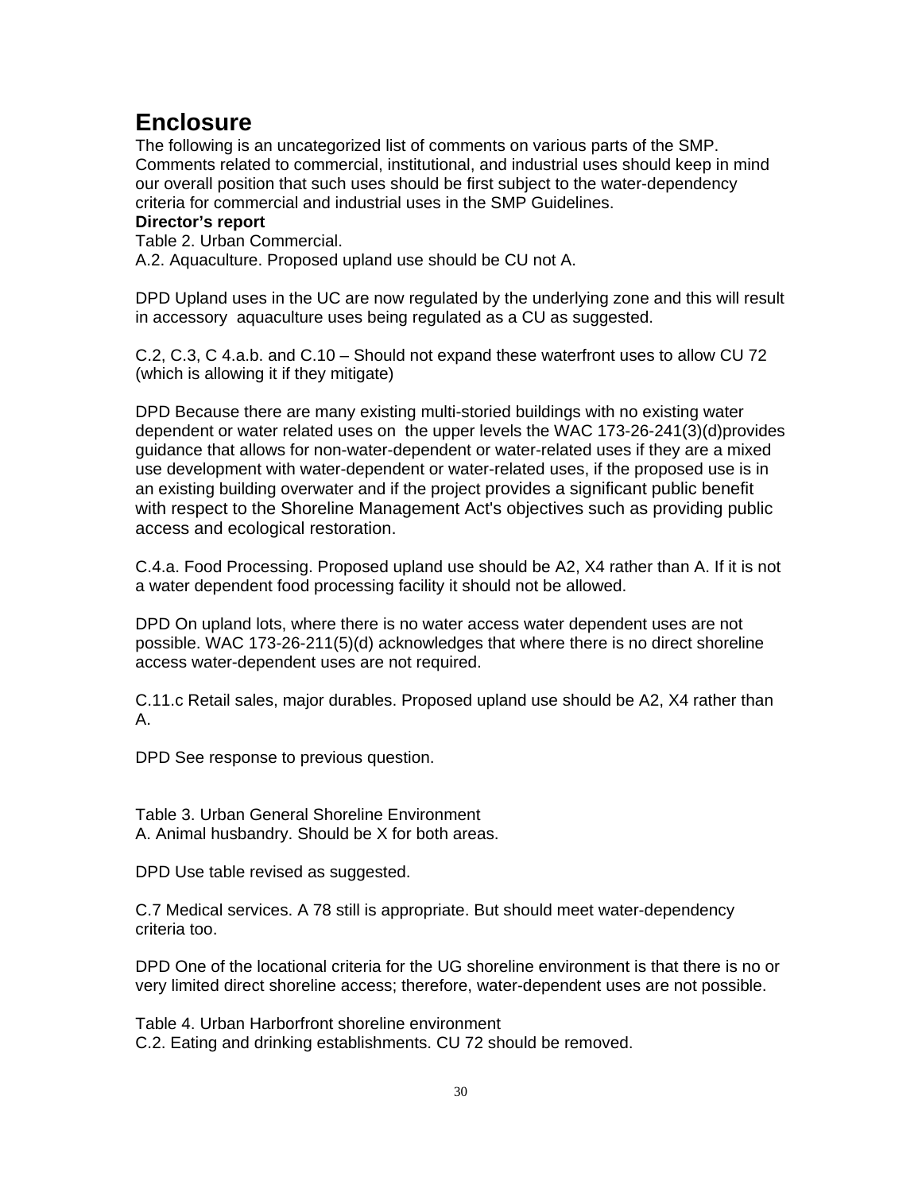# Enclosure

The following is an uncategorized list of comments on various parts of the SMP. Comments related to commercial, institutional, and industrial uses should keep in mind our overall position that such uses should be first subject to the water-dependency criteria for commercial and industrial uses in the SMP Guidelines.

**Director's report**

Table 2. Urban Commercial.
A.2. Aquaculture. Proposed upland use should be CU not A.

DPD Upland uses in the UC are now regulated by the underlying zone and this will result in accessory aquaculture uses being regulated as a CU as suggested.

C.2, C.3, C 4.a.b. and C.10 – Should not expand these waterfront uses to allow CU 72 (which is allowing it if they mitigate)

DPD Because there are many existing multi-storied buildings with no existing water dependent or water related uses on the upper levels the WAC 173-26-241(3)(d)provides guidance that allows for non-water-dependent or water-related uses if they are a mixed use development with water-dependent or water-related uses, if the proposed use is in an existing building overwater and if the project provides a significant public benefit with respect to the Shoreline Management Act's objectives such as providing public access and ecological restoration.

C.4.a. Food Processing. Proposed upland use should be A2, X4 rather than A. If it is not a water dependent food processing facility it should not be allowed.

DPD On upland lots, where there is no water access water dependent uses are not possible. WAC 173-26-211(5)(d) acknowledges that where there is no direct shoreline access water-dependent uses are not required.

C.11.c Retail sales, major durables. Proposed upland use should be A2, X4 rather than A.

DPD See response to previous question.

Table 3. Urban General Shoreline Environment
A. Animal husbandry. Should be X for both areas.

DPD Use table revised as suggested.

C.7 Medical services. A 78 still is appropriate. But should meet water-dependency criteria too.

DPD One of the locational criteria for the UG shoreline environment is that there is no or very limited direct shoreline access; therefore, water-dependent uses are not possible.

Table 4. Urban Harborfront shoreline environment
C.2. Eating and drinking establishments. CU 72 should be removed.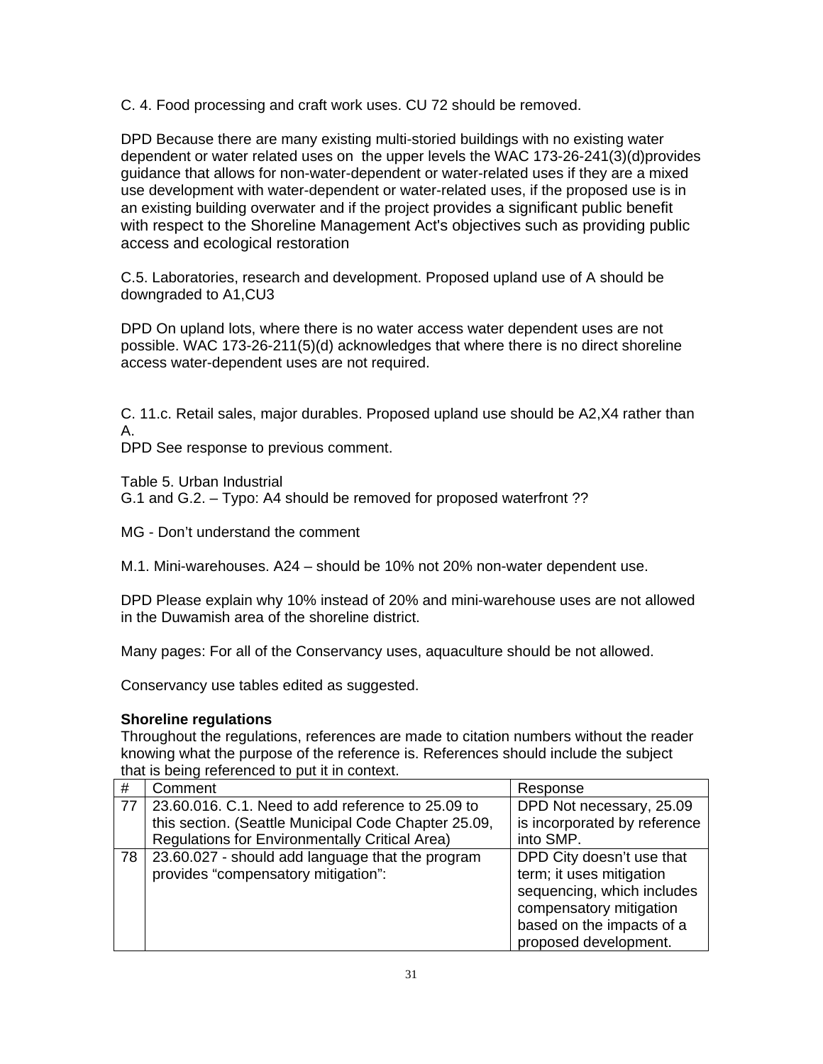C. 4. Food processing and craft work uses. CU 72 should be removed.

DPD Because there are many existing multi-storied buildings with no existing water dependent or water related uses on the upper levels the WAC 173-26-241(3)(d)provides guidance that allows for non-water-dependent or water-related uses if they are a mixed use development with water-dependent or water-related uses, if the proposed use is in an existing building overwater and if the project provides a significant public benefit with respect to the Shoreline Management Act's objectives such as providing public access and ecological restoration

C.5. Laboratories, research and development. Proposed upland use of A should be downgraded to A1,CU3

DPD On upland lots, where there is no water access water dependent uses are not possible. WAC 173-26-211(5)(d) acknowledges that where there is no direct shoreline access water-dependent uses are not required.

C. 11.c. Retail sales, major durables. Proposed upland use should be A2,X4 rather than A.
DPD See response to previous comment.

Table 5. Urban Industrial
G.1 and G.2. – Typo: A4 should be removed for proposed waterfront ??

MG - Don't understand the comment

M.1. Mini-warehouses. A24 – should be 10% not 20% non-water dependent use.

DPD Please explain why 10% instead of 20% and mini-warehouse uses are not allowed in the Duwamish area of the shoreline district.

Many pages: For all of the Conservancy uses, aquaculture should be not allowed.

Conservancy use tables edited as suggested.

**Shoreline regulations**
Throughout the regulations, references are made to citation numbers without the reader knowing what the purpose of the reference is. References should include the subject that is being referenced to put it in context.

| # | Comment | Response |
|---|---|---|
| 77 | 23.60.016. C.1. Need to add reference to 25.09 to this section. (Seattle Municipal Code Chapter 25.09, Regulations for Environmentally Critical Area) | DPD Not necessary, 25.09 is incorporated by reference into SMP. |
| 78 | 23.60.027 - should add language that the program provides "compensatory mitigation": | DPD City doesn't use that term; it uses mitigation sequencing, which includes compensatory mitigation based on the impacts of a proposed development. |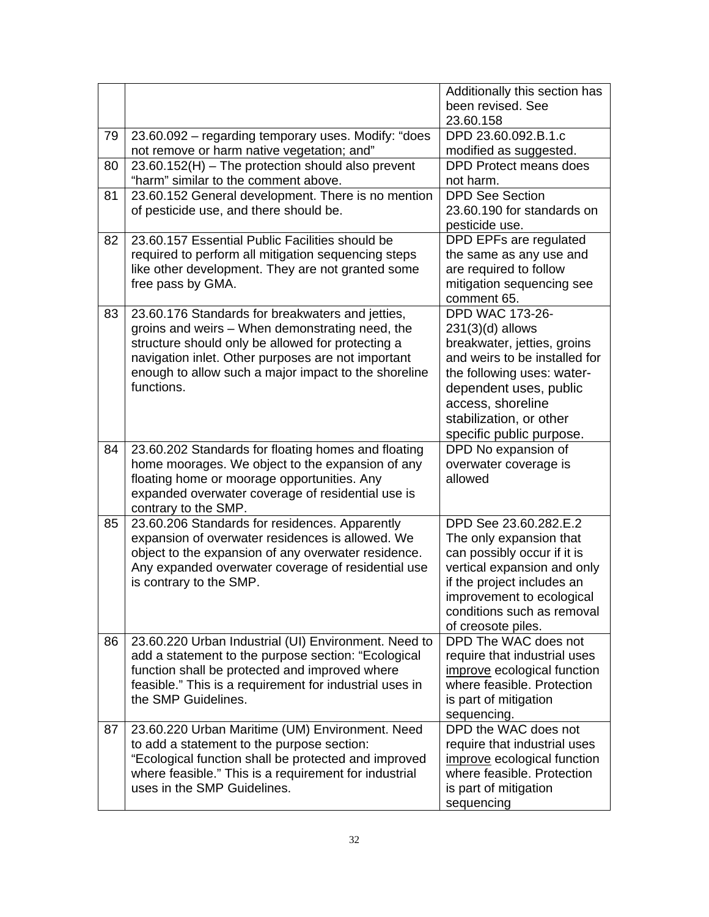| | | |
|---|---|---|
| | | Additionally this section has been revised. See 23.60.158 |
| 79 | 23.60.092 – regarding temporary uses. Modify: "does not remove or harm native vegetation; and" | DPD 23.60.092.B.1.c modified as suggested. |
| 80 | 23.60.152(H) – The protection should also prevent "harm" similar to the comment above. | DPD Protect means does not harm. |
| 81 | 23.60.152 General development. There is no mention of pesticide use, and there should be. | DPD See Section 23.60.190 for standards on pesticide use. |
| 82 | 23.60.157 Essential Public Facilities should be required to perform all mitigation sequencing steps like other development. They are not granted some free pass by GMA. | DPD EPFs are regulated the same as any use and are required to follow mitigation sequencing see comment 65. |
| 83 | 23.60.176 Standards for breakwaters and jetties, groins and weirs – When demonstrating need, the structure should only be allowed for protecting a navigation inlet. Other purposes are not important enough to allow such a major impact to the shoreline functions. | DPD WAC 173-26-231(3)(d) allows breakwater, jetties, groins and weirs to be installed for the following uses: water-dependent uses, public access, shoreline stabilization, or other specific public purpose. |
| 84 | 23.60.202 Standards for floating homes and floating home moorages. We object to the expansion of any floating home or moorage opportunities. Any expanded overwater coverage of residential use is contrary to the SMP. | DPD No expansion of overwater coverage is allowed |
| 85 | 23.60.206 Standards for residences. Apparently expansion of overwater residences is allowed. We object to the expansion of any overwater residence. Any expanded overwater coverage of residential use is contrary to the SMP. | DPD See 23.60.282.E.2 The only expansion that can possibly occur if it is vertical expansion and only if the project includes an improvement to ecological conditions such as removal of creosote piles. |
| 86 | 23.60.220 Urban Industrial (UI) Environment. Need to add a statement to the purpose section: "Ecological function shall be protected and improved where feasible." This is a requirement for industrial uses in the SMP Guidelines. | DPD The WAC does not require that industrial uses improve ecological function where feasible. Protection is part of mitigation sequencing. |
| 87 | 23.60.220 Urban Maritime (UM) Environment. Need to add a statement to the purpose section: "Ecological function shall be protected and improved where feasible." This is a requirement for industrial uses in the SMP Guidelines. | DPD the WAC does not require that industrial uses improve ecological function where feasible. Protection is part of mitigation sequencing |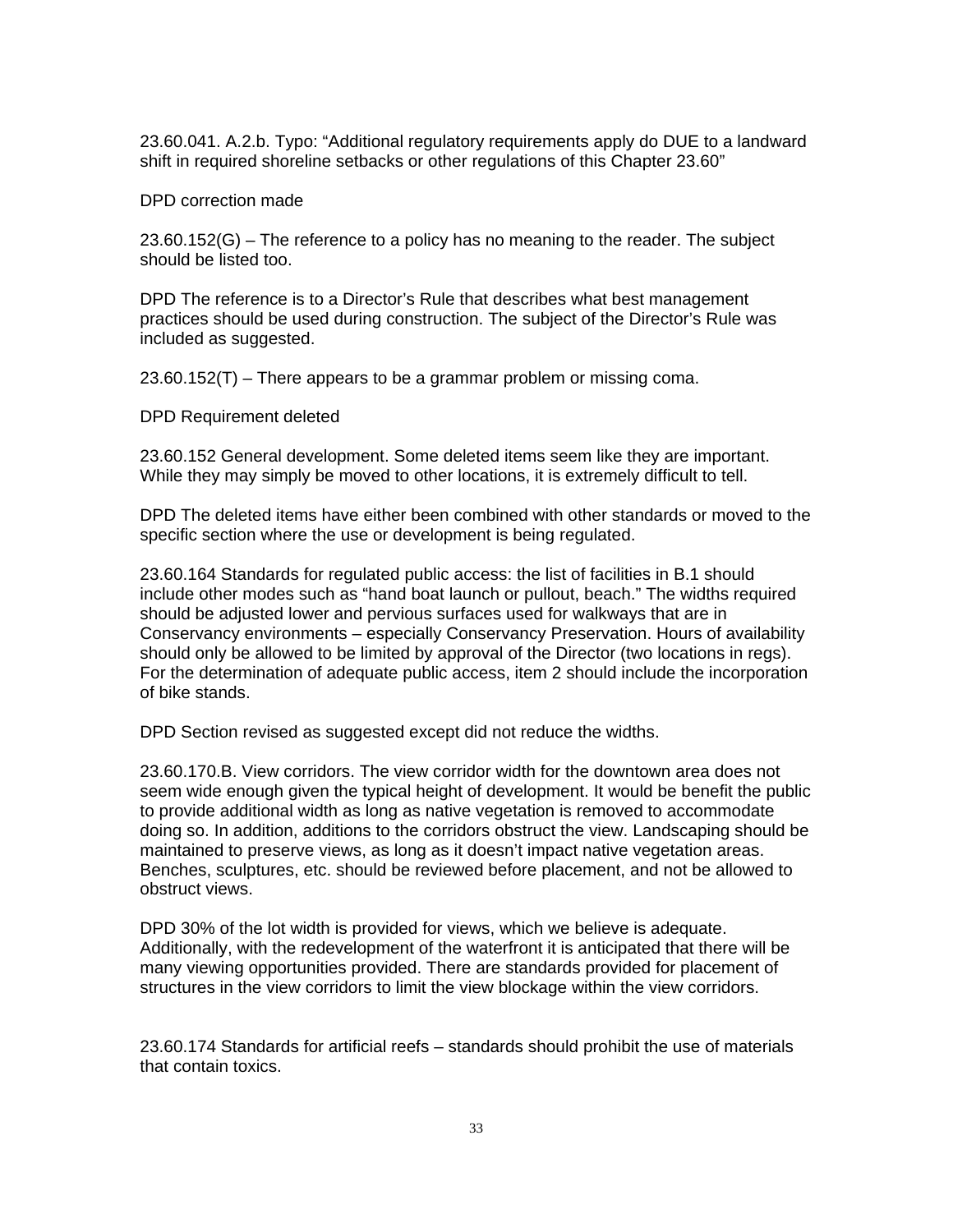23.60.041. A.2.b. Typo: "Additional regulatory requirements apply do DUE to a landward shift in required shoreline setbacks or other regulations of this Chapter 23.60"

DPD correction made

23.60.152(G) – The reference to a policy has no meaning to the reader. The subject should be listed too.

DPD The reference is to a Director's Rule that describes what best management practices should be used during construction. The subject of the Director's Rule was included as suggested.

23.60.152(T) – There appears to be a grammar problem or missing coma.

DPD Requirement deleted

23.60.152 General development. Some deleted items seem like they are important. While they may simply be moved to other locations, it is extremely difficult to tell.

DPD The deleted items have either been combined with other standards or moved to the specific section where the use or development is being regulated.

23.60.164 Standards for regulated public access: the list of facilities in B.1 should include other modes such as "hand boat launch or pullout, beach." The widths required should be adjusted lower and pervious surfaces used for walkways that are in Conservancy environments – especially Conservancy Preservation. Hours of availability should only be allowed to be limited by approval of the Director (two locations in regs). For the determination of adequate public access, item 2 should include the incorporation of bike stands.

DPD Section revised as suggested except did not reduce the widths.

23.60.170.B. View corridors. The view corridor width for the downtown area does not seem wide enough given the typical height of development. It would be benefit the public to provide additional width as long as native vegetation is removed to accommodate doing so. In addition, additions to the corridors obstruct the view. Landscaping should be maintained to preserve views, as long as it doesn't impact native vegetation areas. Benches, sculptures, etc. should be reviewed before placement, and not be allowed to obstruct views.

DPD 30% of the lot width is provided for views, which we believe is adequate. Additionally, with the redevelopment of the waterfront it is anticipated that there will be many viewing opportunities provided. There are standards provided for placement of structures in the view corridors to limit the view blockage within the view corridors.

23.60.174 Standards for artificial reefs – standards should prohibit the use of materials that contain toxics.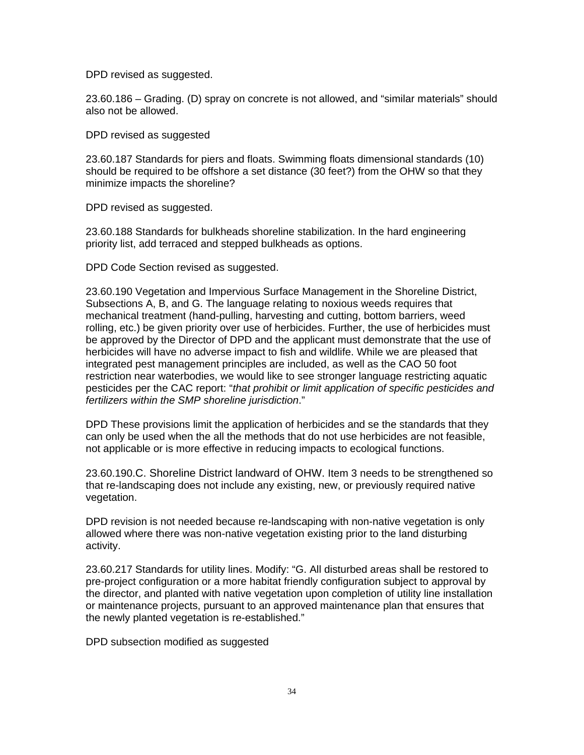DPD revised as suggested.

23.60.186 – Grading. (D) spray on concrete is not allowed, and “similar materials” should also not be allowed.

DPD revised as suggested

23.60.187 Standards for piers and floats. Swimming floats dimensional standards (10) should be required to be offshore a set distance (30 feet?) from the OHW so that they minimize impacts the shoreline?

DPD revised as suggested.

23.60.188 Standards for bulkheads shoreline stabilization. In the hard engineering priority list, add terraced and stepped bulkheads as options.

DPD Code Section revised as suggested.

23.60.190 Vegetation and Impervious Surface Management in the Shoreline District, Subsections A, B, and G. The language relating to noxious weeds requires that mechanical treatment (hand-pulling, harvesting and cutting, bottom barriers, weed rolling, etc.) be given priority over use of herbicides. Further, the use of herbicides must be approved by the Director of DPD and the applicant must demonstrate that the use of herbicides will have no adverse impact to fish and wildlife. While we are pleased that integrated pest management principles are included, as well as the CAO 50 foot restriction near waterbodies, we would like to see stronger language restricting aquatic pesticides per the CAC report: “*that prohibit or limit application of specific pesticides and fertilizers within the SMP shoreline jurisdiction*.”

DPD These provisions limit the application of herbicides and se the standards that they can only be used when the all the methods that do not use herbicides are not feasible, not applicable or is more effective in reducing impacts to ecological functions.

23.60.190.C. Shoreline District landward of OHW. Item 3 needs to be strengthened so that re-landscaping does not include any existing, new, or previously required native vegetation.

DPD revision is not needed because re-landscaping with non-native vegetation is only allowed where there was non-native vegetation existing prior to the land disturbing activity.

23.60.217 Standards for utility lines. Modify: “G. All disturbed areas shall be restored to pre-project configuration or a more habitat friendly configuration subject to approval by the director, and planted with native vegetation upon completion of utility line installation or maintenance projects, pursuant to an approved maintenance plan that ensures that the newly planted vegetation is re-established.”

DPD subsection modified as suggested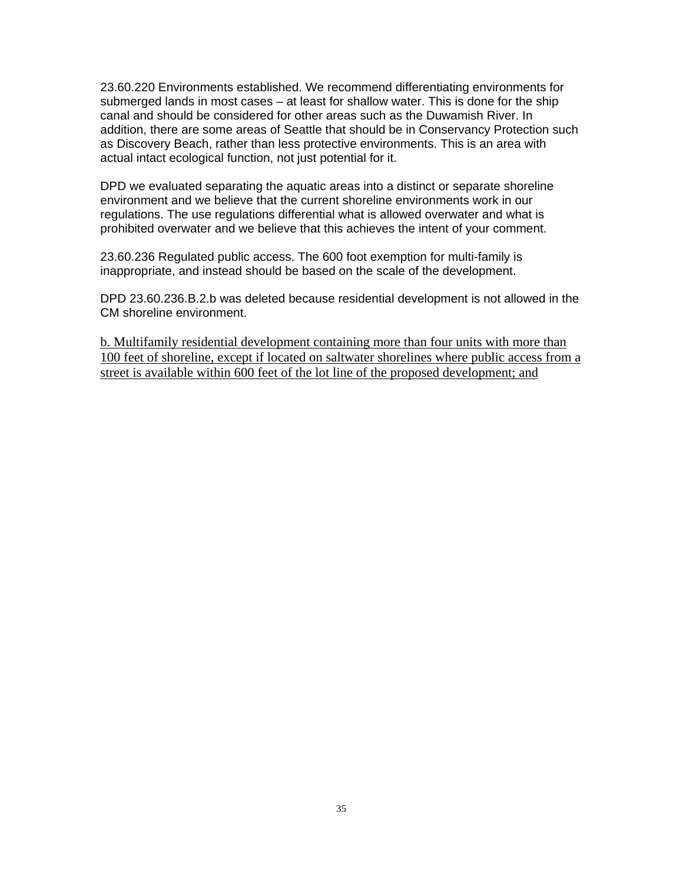23.60.220 Environments established. We recommend differentiating environments for submerged lands in most cases – at least for shallow water. This is done for the ship canal and should be considered for other areas such as the Duwamish River. In addition, there are some areas of Seattle that should be in Conservancy Protection such as Discovery Beach, rather than less protective environments. This is an area with actual intact ecological function, not just potential for it.

DPD we evaluated separating the aquatic areas into a distinct or separate shoreline environment and we believe that the current shoreline environments work in our regulations. The use regulations differential what is allowed overwater and what is prohibited overwater and we believe that this achieves the intent of your comment.

23.60.236 Regulated public access. The 600 foot exemption for multi-family is inappropriate, and instead should be based on the scale of the development.

DPD 23.60.236.B.2.b was deleted because residential development is not allowed in the CM shoreline environment.

<u>b. Multifamily residential development containing more than four units with more than 100 feet of shoreline, except if located on saltwater shorelines where public access from a street is available within 600 feet of the lot line of the proposed development; and</u>